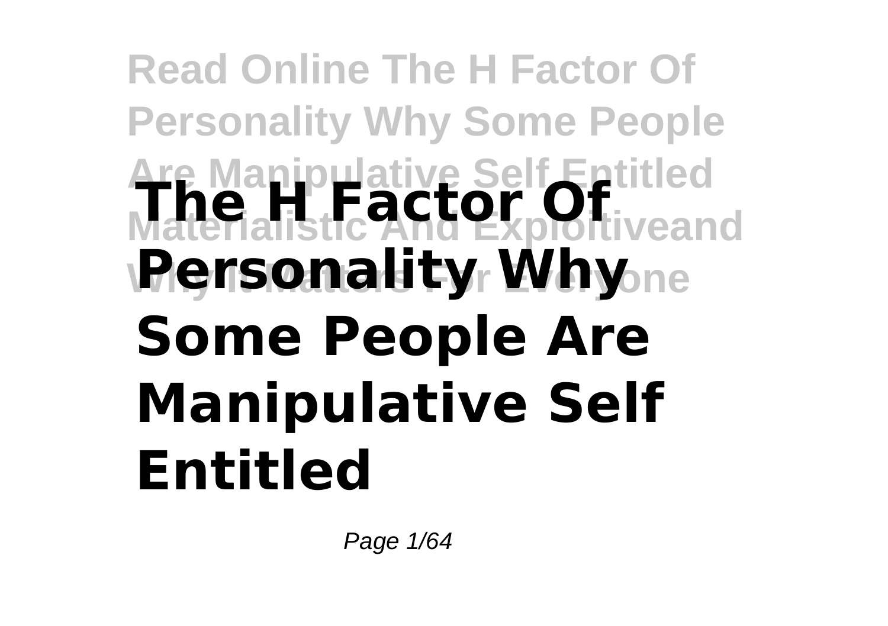# The H Factor Of Personality Why Some People Are Manipulative Self Entitled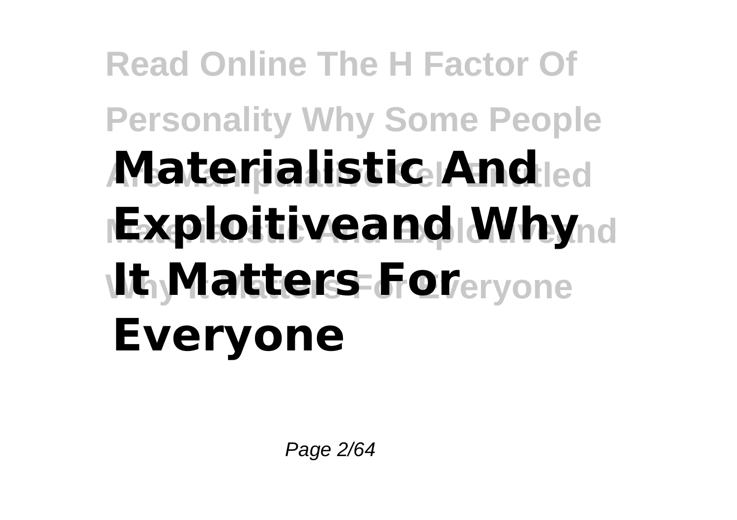**Materialistic And Exploitiveand Why It Matters For Everyone**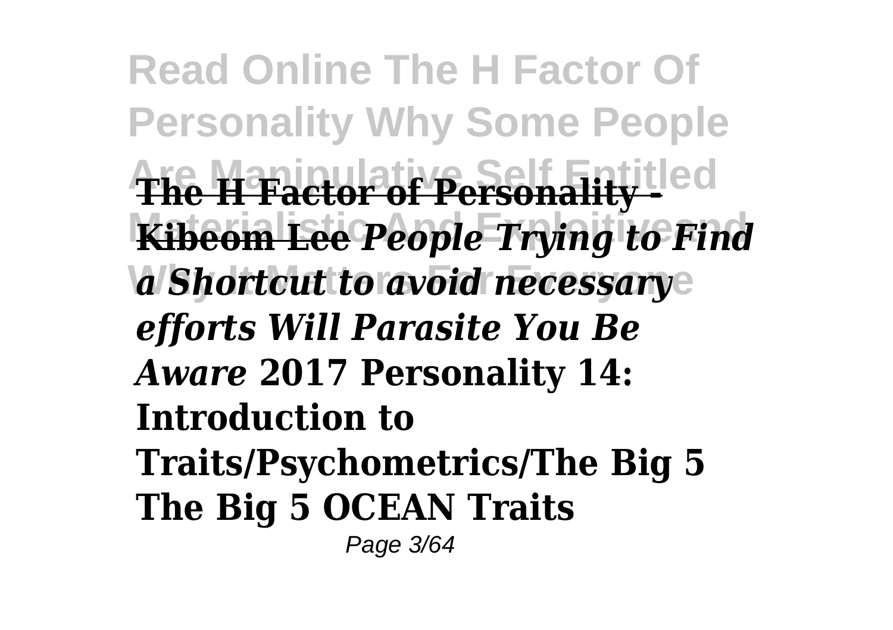**The H Factor of Personality - Kibeom Lee** ***People Trying to Find a Shortcut to avoid necessary efforts Will Parasite You Be Aware*** **2017 Personality 14: Introduction to Traits/Psychometrics/The Big 5** **The Big 5 OCEAN Traits**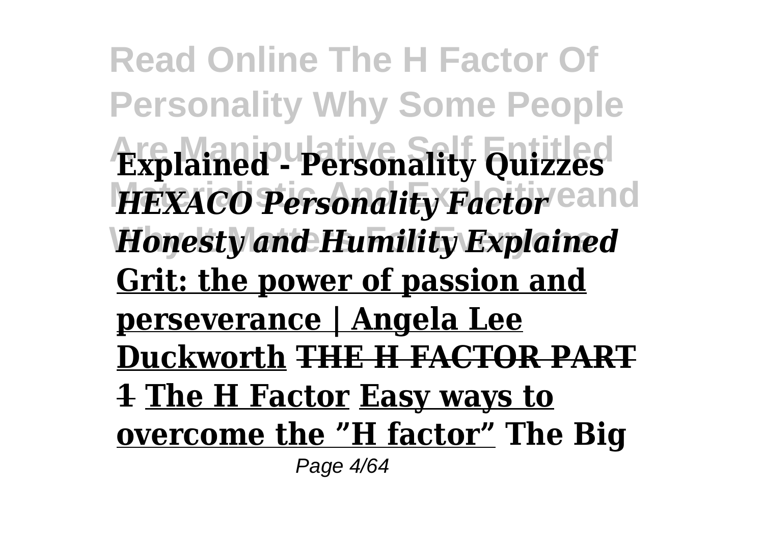**Explained - Personality Quizzes** ***HEXACO Personality Factor Honesty and Humility Explained*** **Grit: the power of passion and perseverance | Angela Lee Duckworth** ~~**THE H FACTOR PART 1**~~ **The H Factor** **Easy ways to overcome the "H factor"** **The Big**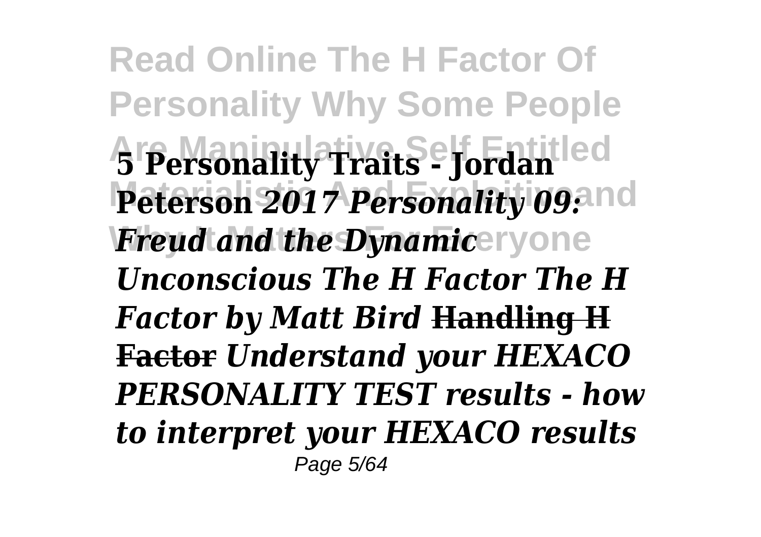**5 Personality Traits - Jordan Peterson 2017** ***Personality 09: Freud and the Dynamic Unconscious The H Factor The H Factor by Matt Bird*** **~~Handling H Factor~~** ***Understand your HEXACO PERSONALITY TEST results - how to interpret your HEXACO results***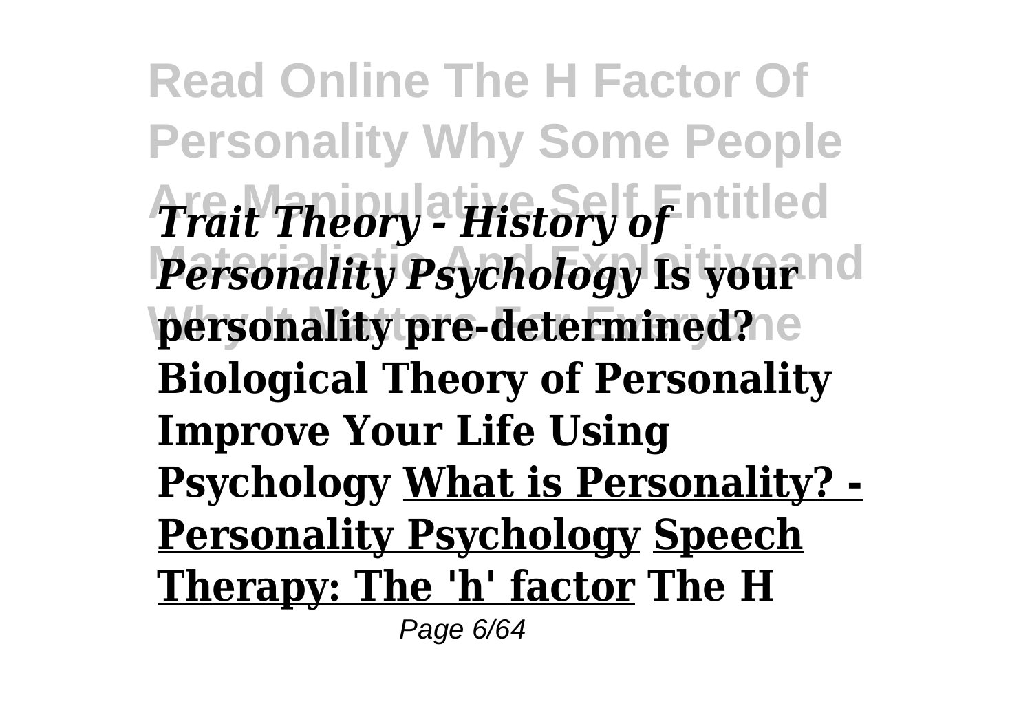***Trait Theory - History of Personality Psychology*** **Is your personality pre-determined? Biological Theory of Personality Improve Your Life Using Psychology** **What is Personality? - Personality Psychology** **Speech Therapy: The 'h' factor** **The H**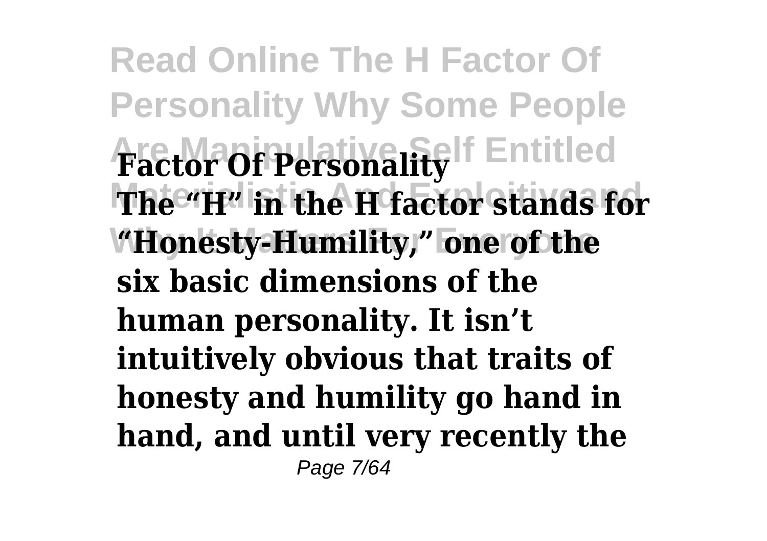**Factor Of Personality**

**The "H" in the H factor stands for "Honesty-Humility," one of the six basic dimensions of the human personality. It isn't intuitively obvious that traits of honesty and humility go hand in hand, and until very recently the**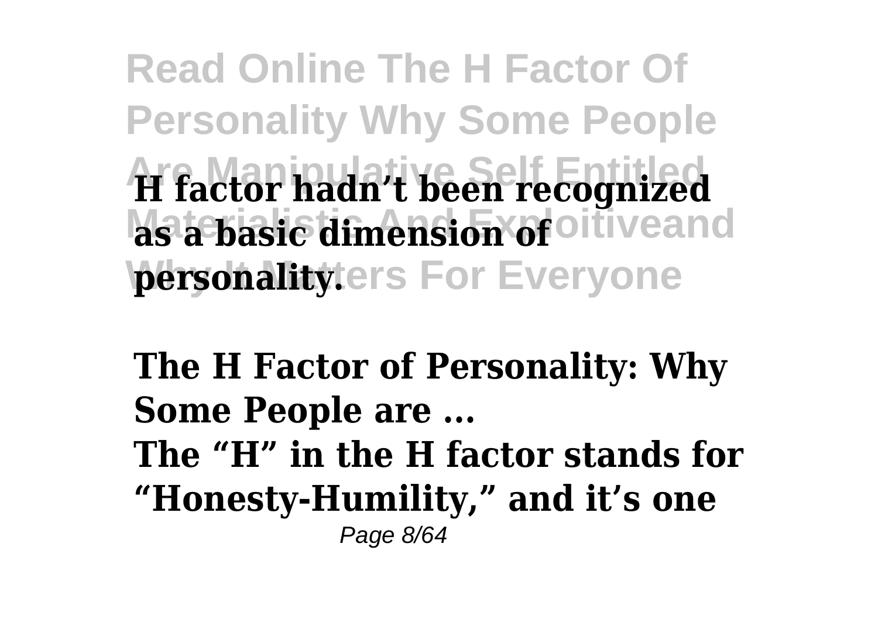**H factor hadn't been recognized as a basic dimension of personality.**

**The H Factor of Personality: Why Some People are ...**
**The "H" in the H factor stands for "Honesty-Humility," and it's one**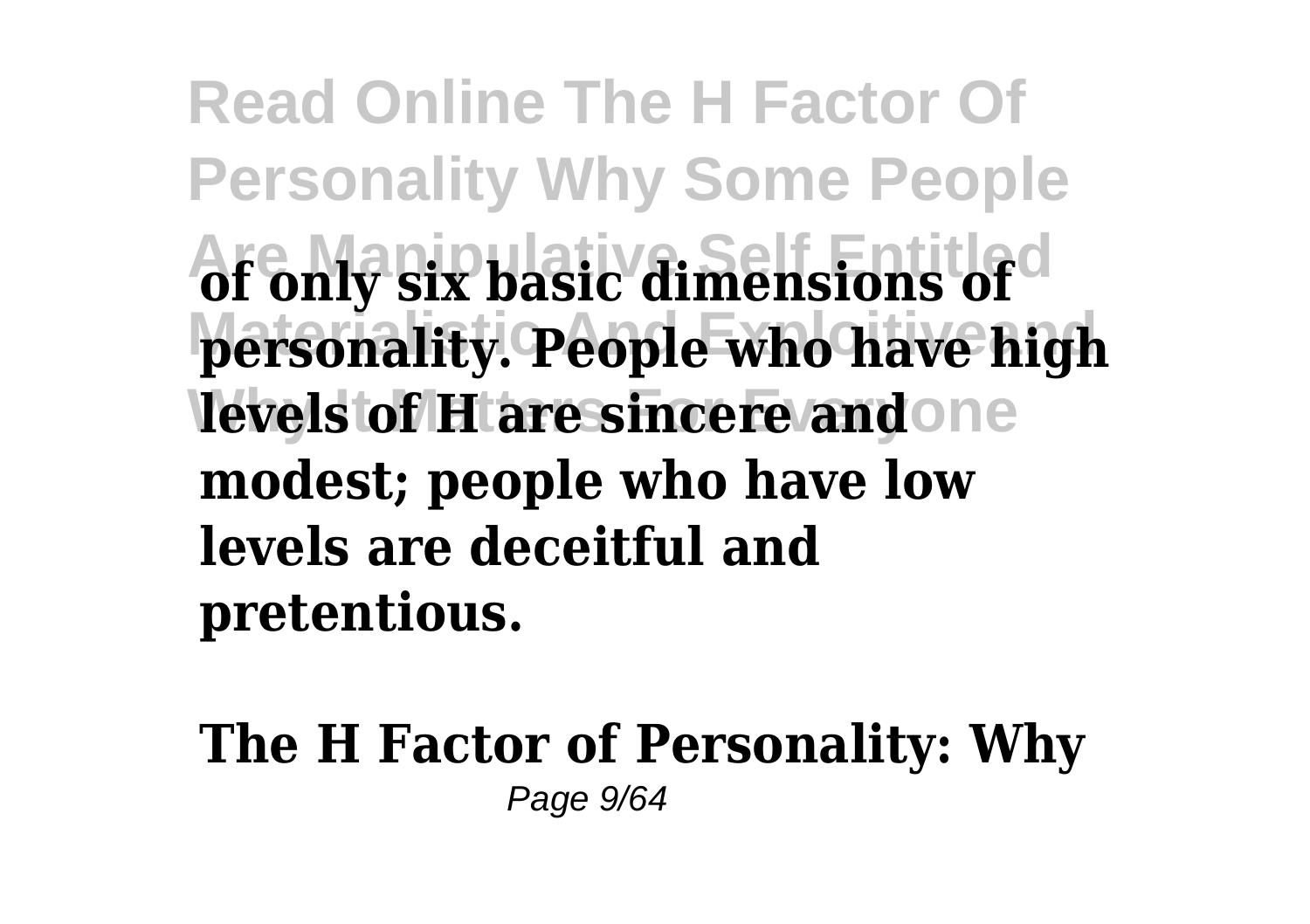**of only six basic dimensions of personality. People who have high levels of H are sincere and modest; people who have low levels are deceitful and pretentious.**

**The H Factor of Personality: Why**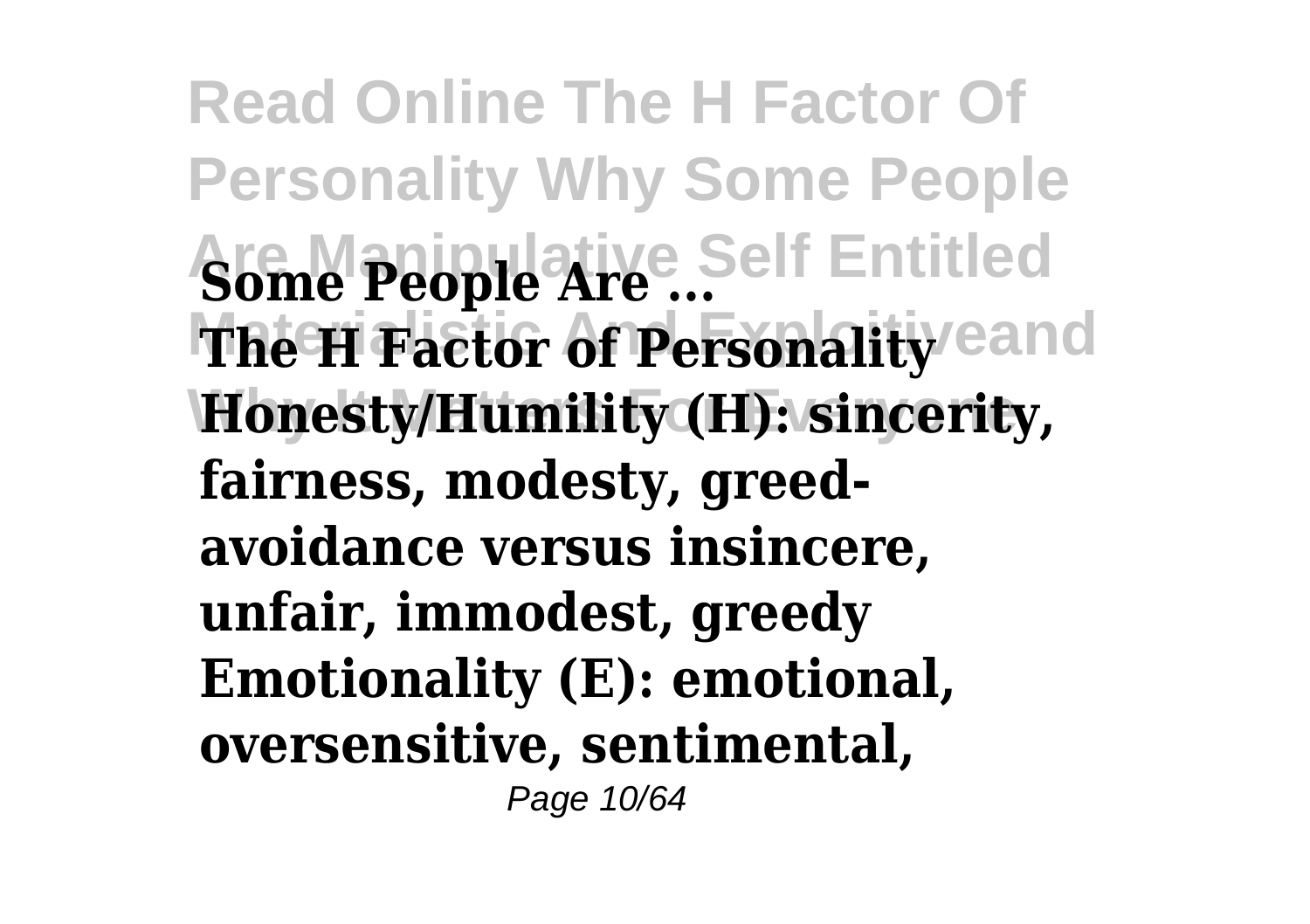**Some People Are ...**

**The H Factor of Personality**

**Honesty/Humility (H): sincerity, fairness, modesty, greed-avoidance versus insincere, unfair, immodest, greedy Emotionality (E): emotional, oversensitive, sentimental,**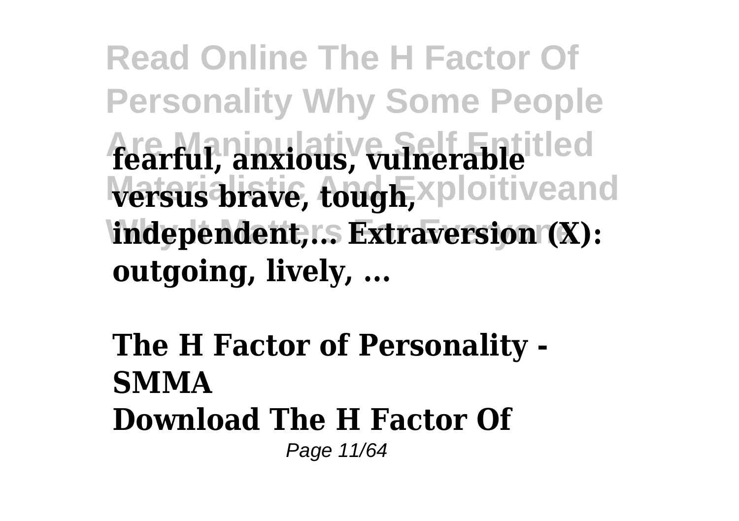**fearful, anxious, vulnerable versus brave, tough, independent,... Extraversion (X): outgoing, lively, ...**

**The H Factor of Personality - SMMA**

**Download The H Factor Of**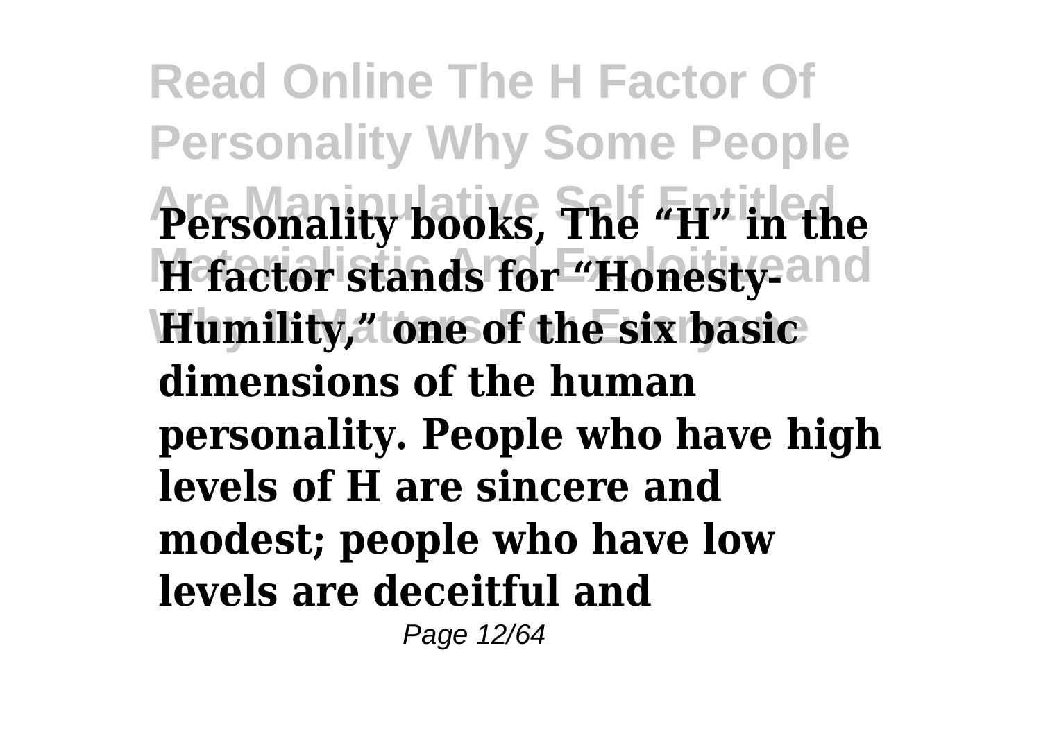**Personality books, The "H" in the H factor stands for "Honesty-Humility," one of the six basic dimensions of the human personality. People who have high levels of H are sincere and modest; people who have low levels are deceitful and**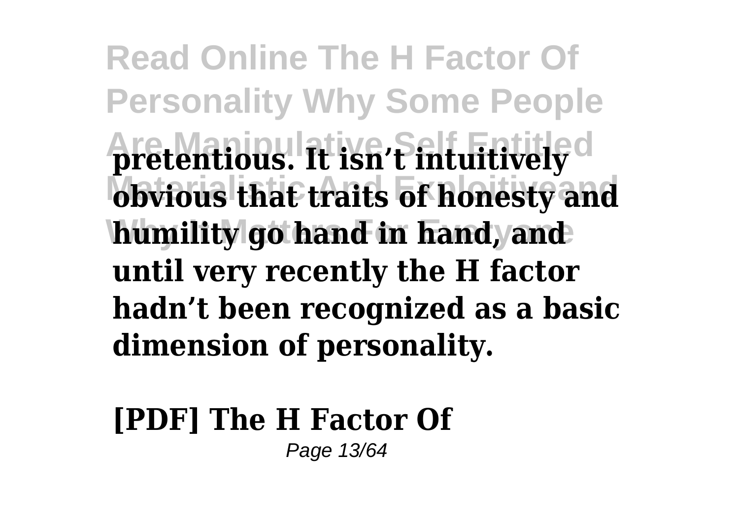**pretentious. It isn't intuitively obvious that traits of honesty and humility go hand in hand, and until very recently the H factor hadn't been recognized as a basic dimension of personality.**

**[PDF] The H Factor Of**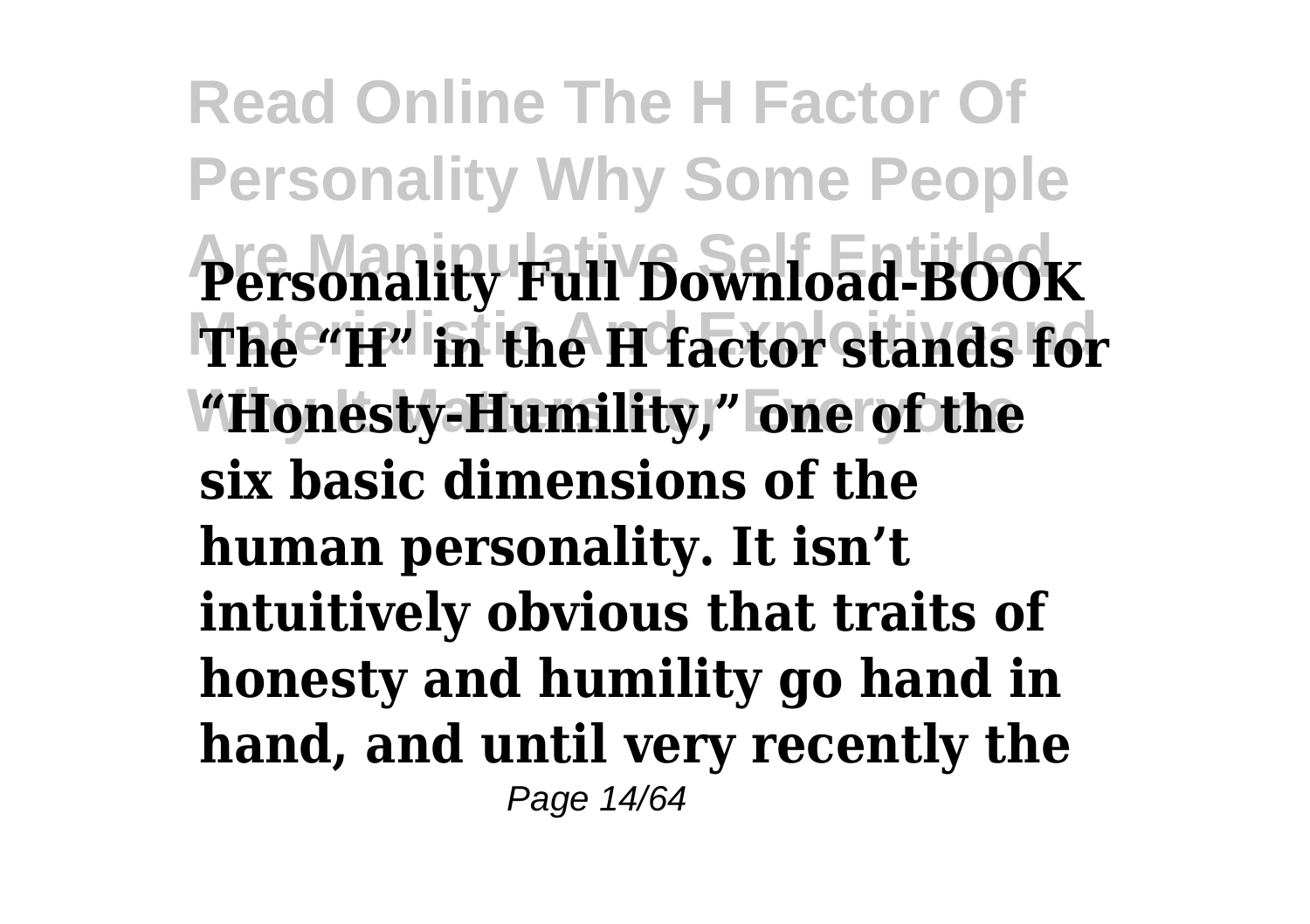**Personality Full Download-BOOK The "H" in the H factor stands for "Honesty-Humility," one of the six basic dimensions of the human personality. It isn't intuitively obvious that traits of honesty and humility go hand in hand, and until very recently the**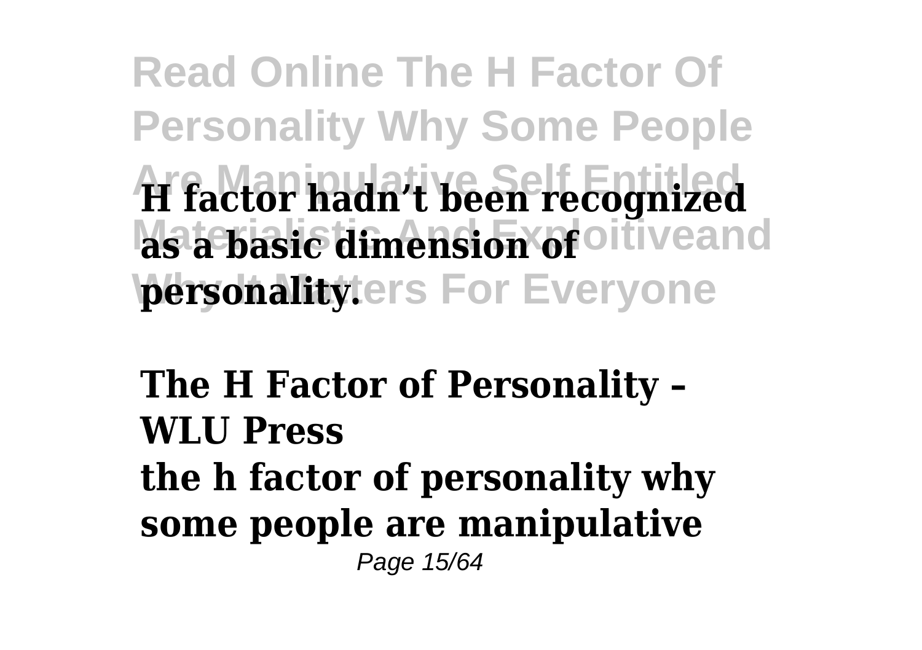**H factor hadn't been recognized as a basic dimension of personality.**

**The H Factor of Personality – WLU Press**

**the h factor of personality why some people are manipulative**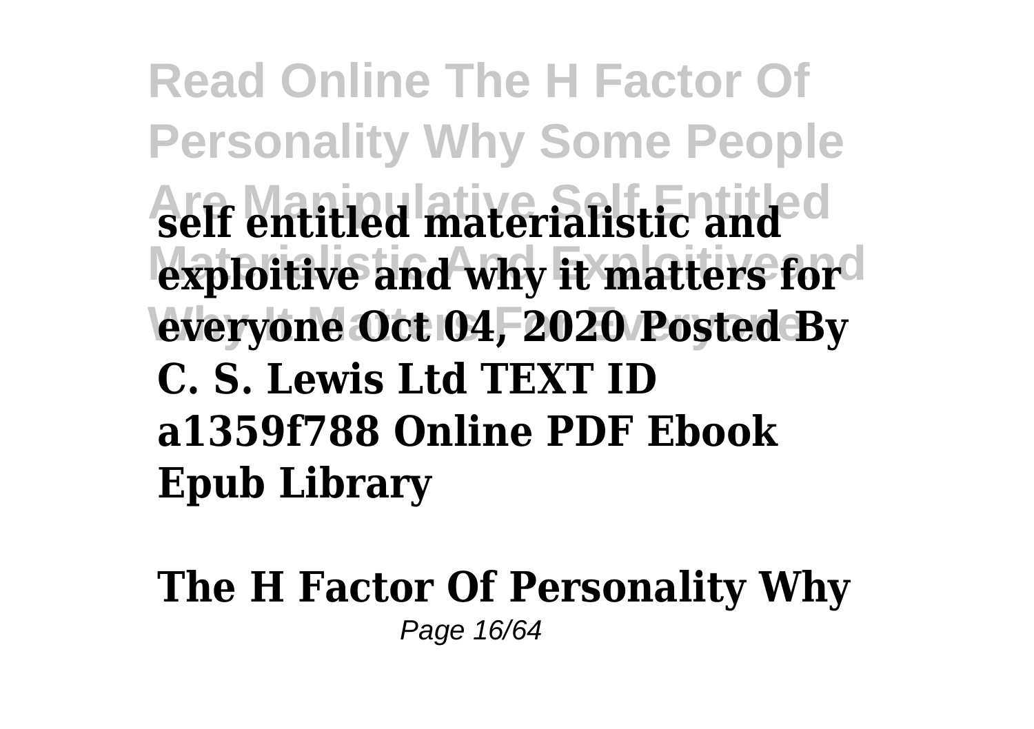**self entitled materialistic and exploitive and why it matters for everyone Oct 04, 2020 Posted By C. S. Lewis Ltd TEXT ID a1359f788 Online PDF Ebook Epub Library**

**The H Factor Of Personality Why**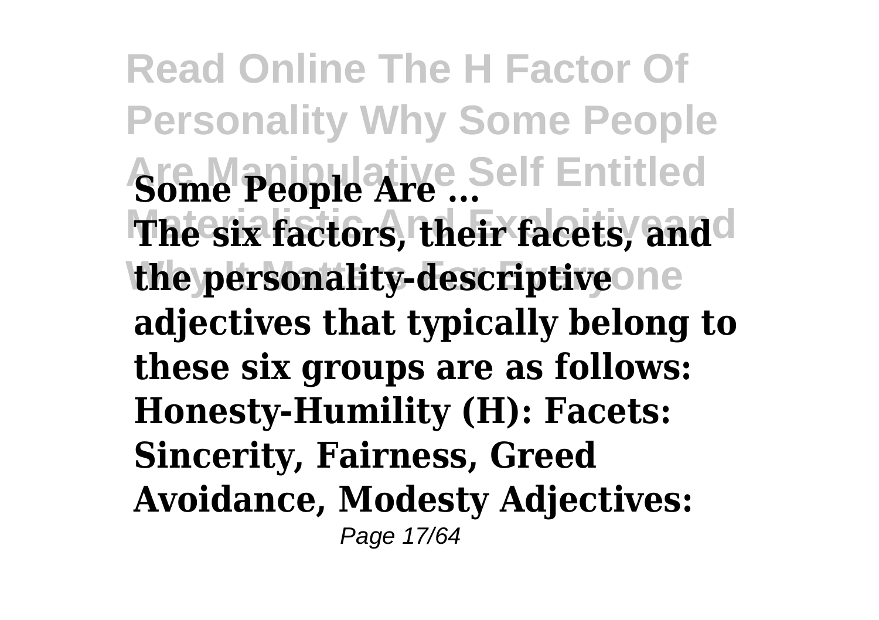**Some People Are ...**

**The six factors, their facets, and the personality-descriptive adjectives that typically belong to these six groups are as follows: Honesty-Humility (H): Facets: Sincerity, Fairness, Greed Avoidance, Modesty Adjectives:**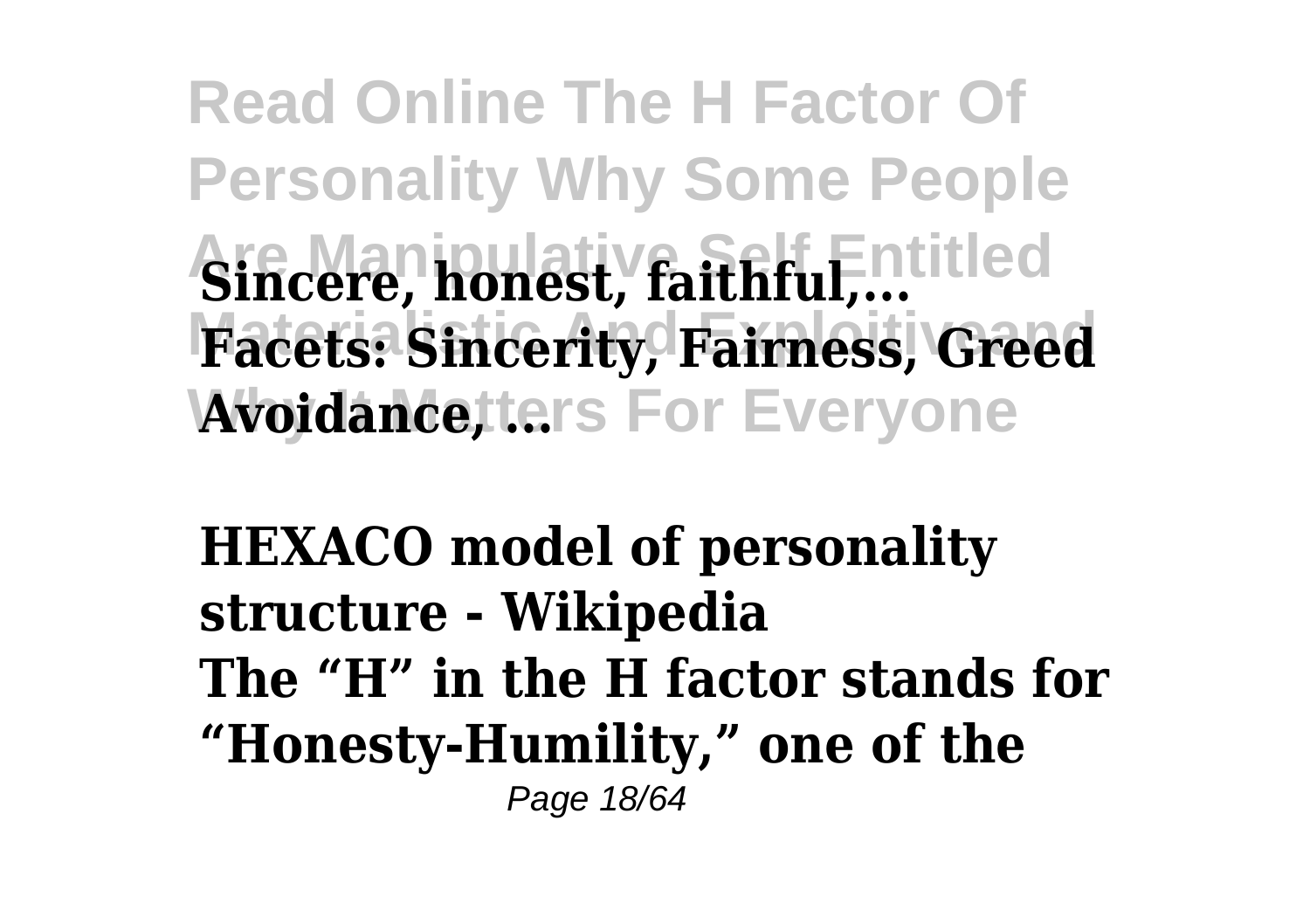**Sincere, honest, faithful,... Facets: Sincerity, Fairness, Greed Avoidance, ...**

**HEXACO model of personality structure - Wikipedia**

**The "H" in the H factor stands for "Honesty-Humility," one of the**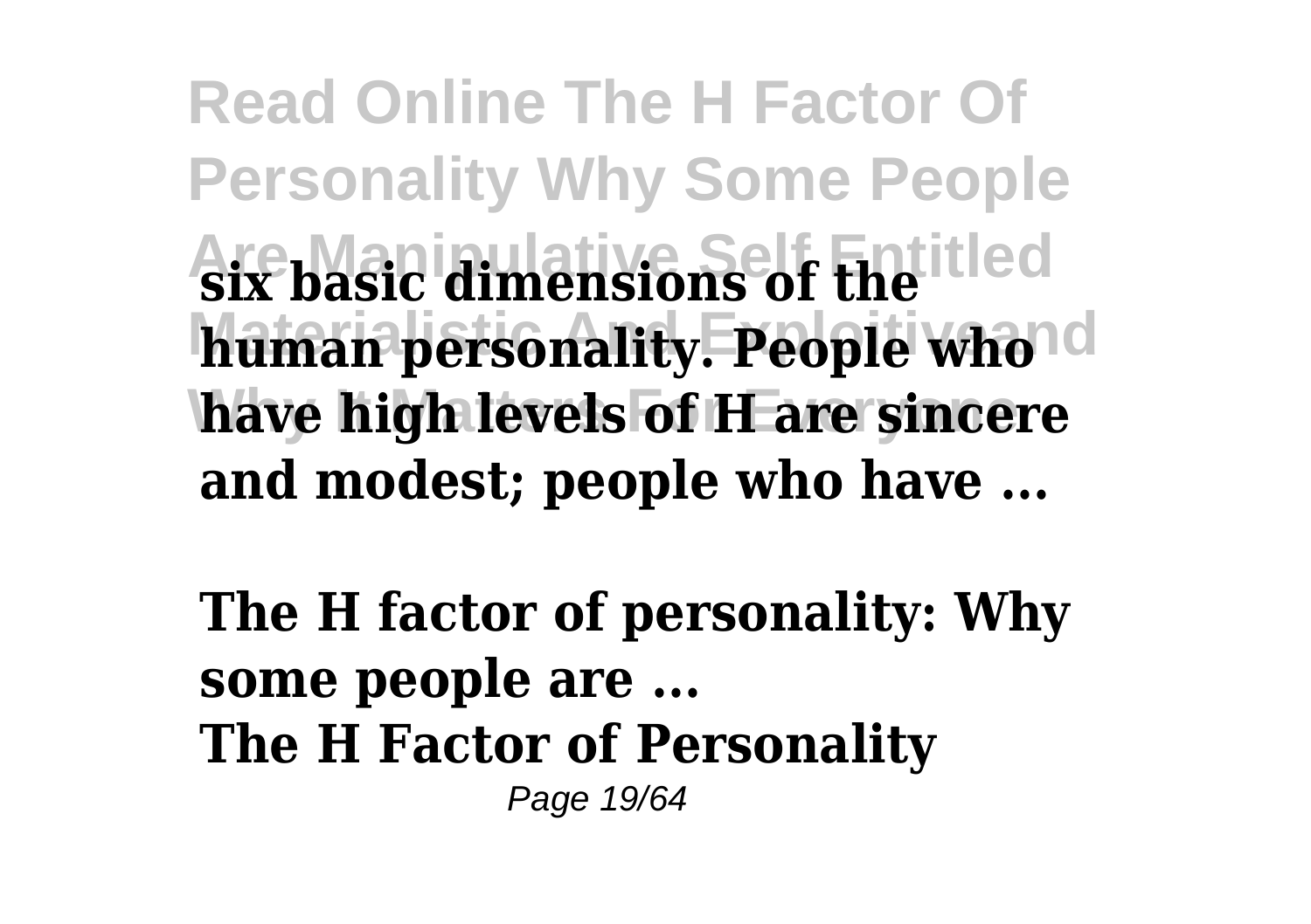**six basic dimensions of the human personality. People who have high levels of H are sincere and modest; people who have ...**

**The H factor of personality: Why some people are ...**
**The H Factor of Personality**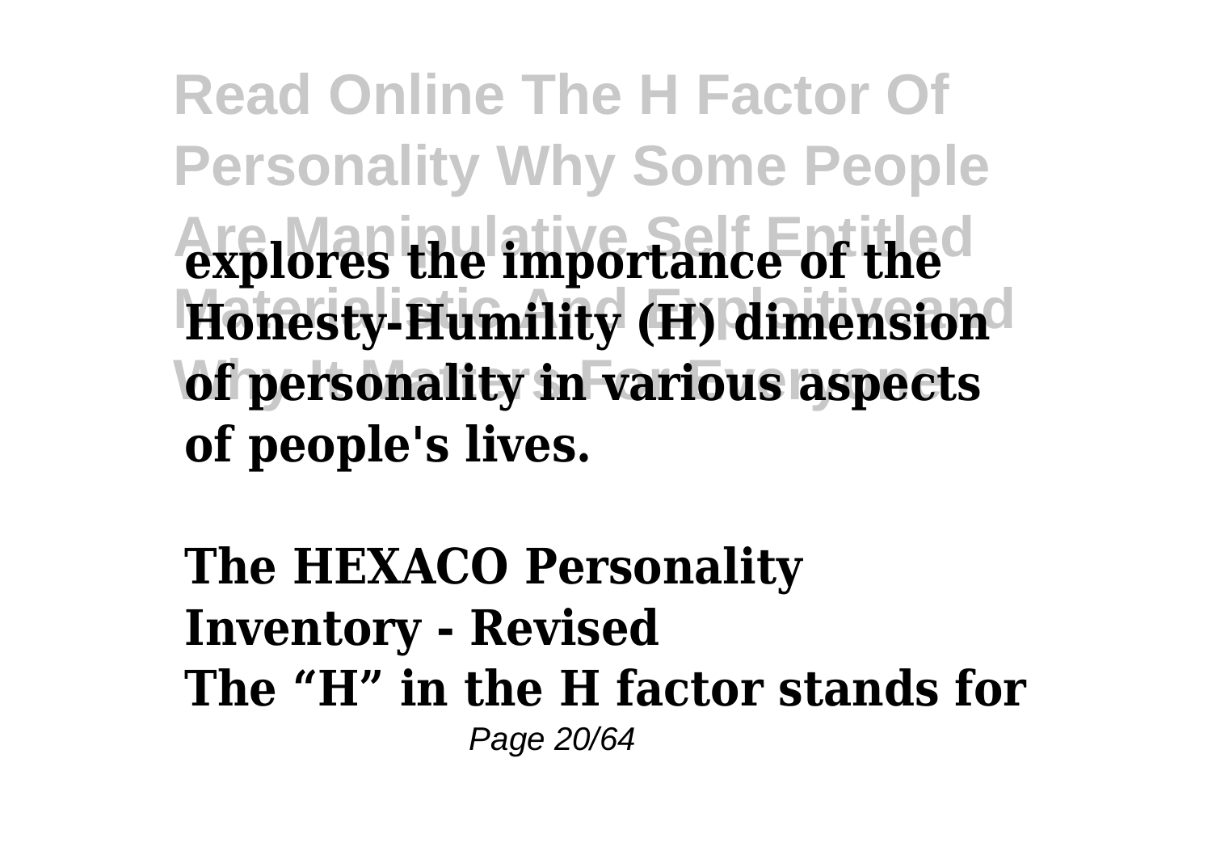**explores the importance of the Honesty-Humility (H) dimension of personality in various aspects of people's lives.**

**The HEXACO Personality Inventory - Revised**

**The "H" in the H factor stands for**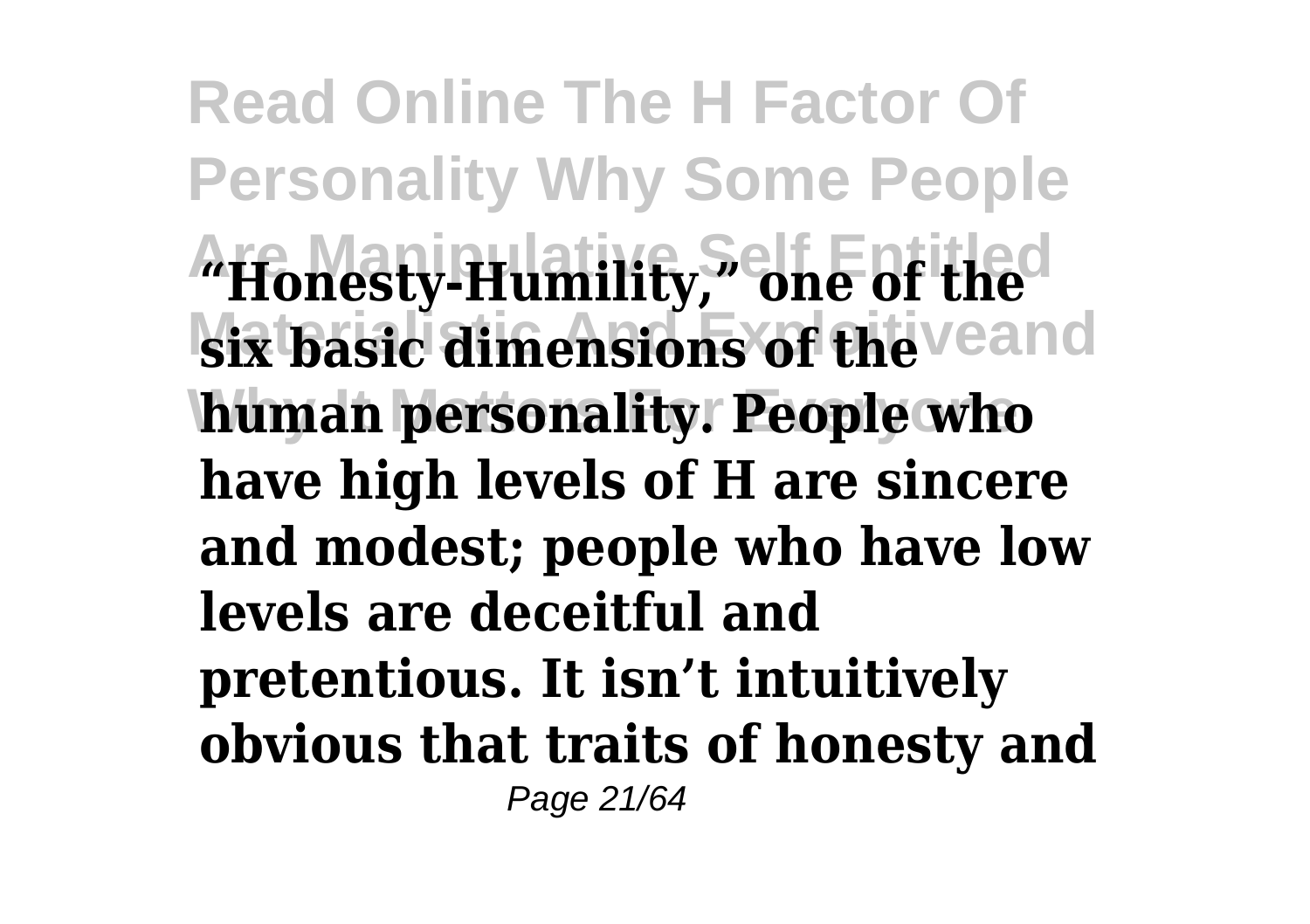**"Honesty-Humility," one of the six basic dimensions of the human personality. People who have high levels of H are sincere and modest; people who have low levels are deceitful and pretentious. It isn't intuitively obvious that traits of honesty and**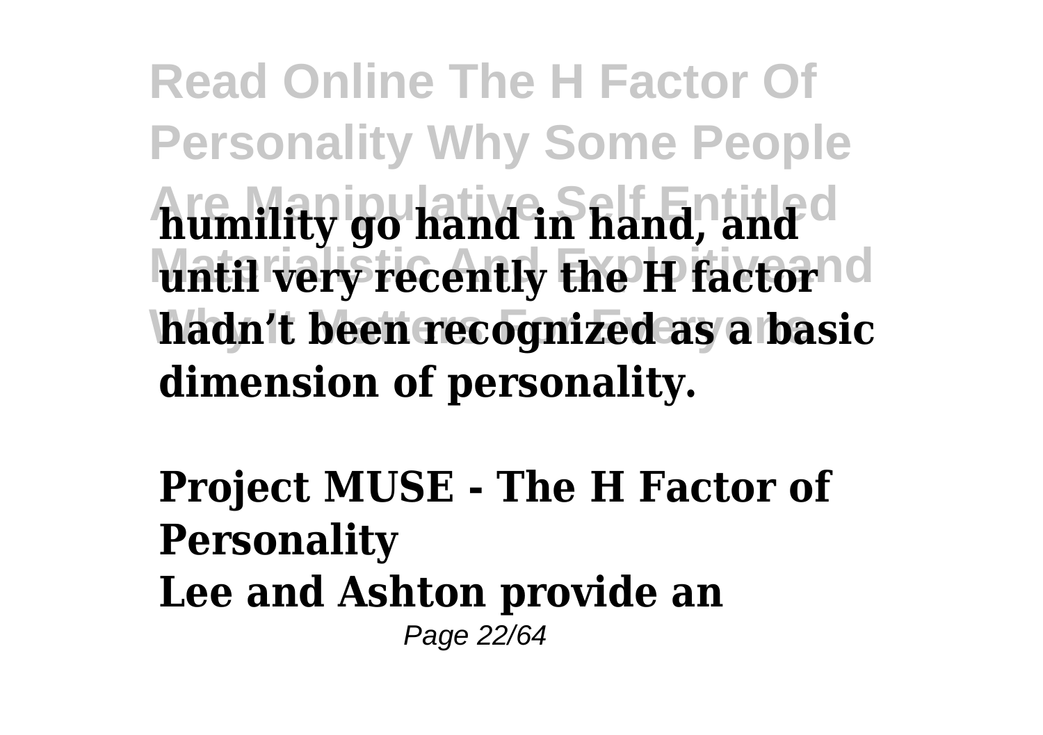**humility go hand in hand, and until very recently the H factor hadn't been recognized as a basic dimension of personality.**

**Project MUSE - The H Factor of Personality**
**Lee and Ashton provide an**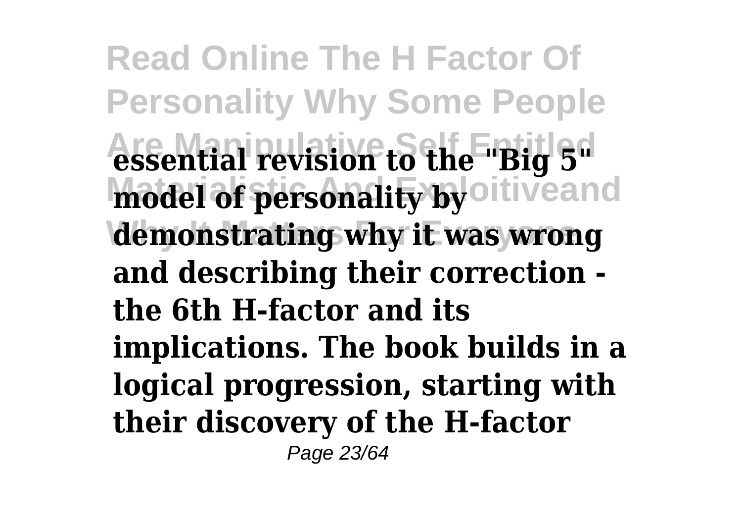**essential revision to the "Big 5" model of personality by demonstrating why it was wrong and describing their correction - the 6th H-factor and its implications. The book builds in a logical progression, starting with their discovery of the H-factor**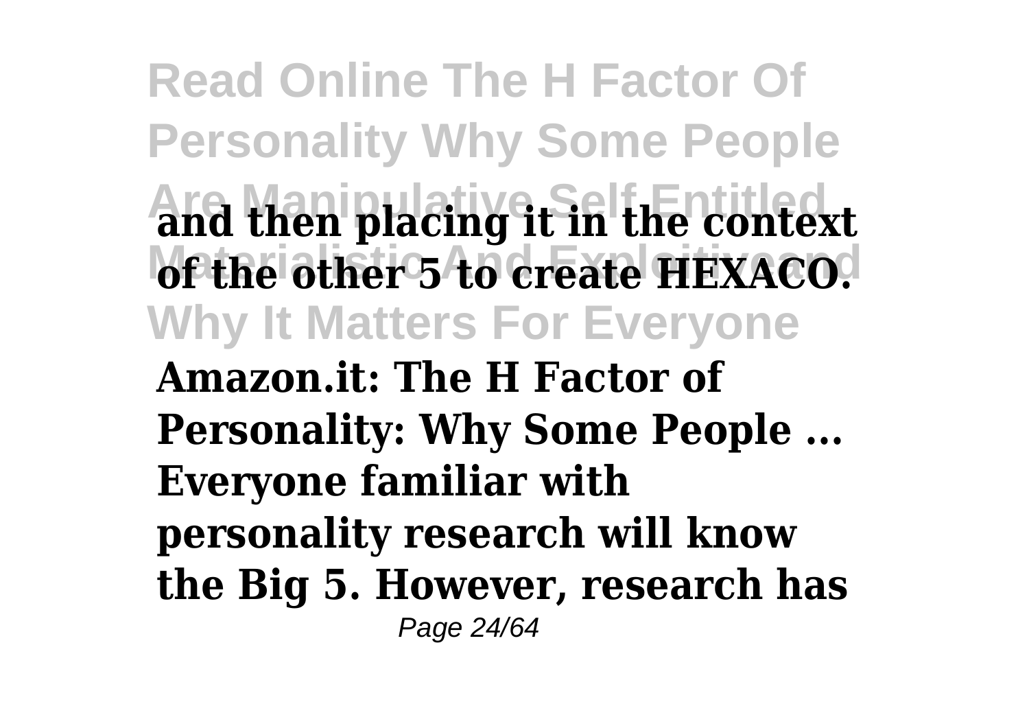and then placing it in the context of the other 5 to create HEXACO.

**Amazon.it: The H Factor of Personality: Why Some People ...**

Everyone familiar with personality research will know the Big 5. However, research has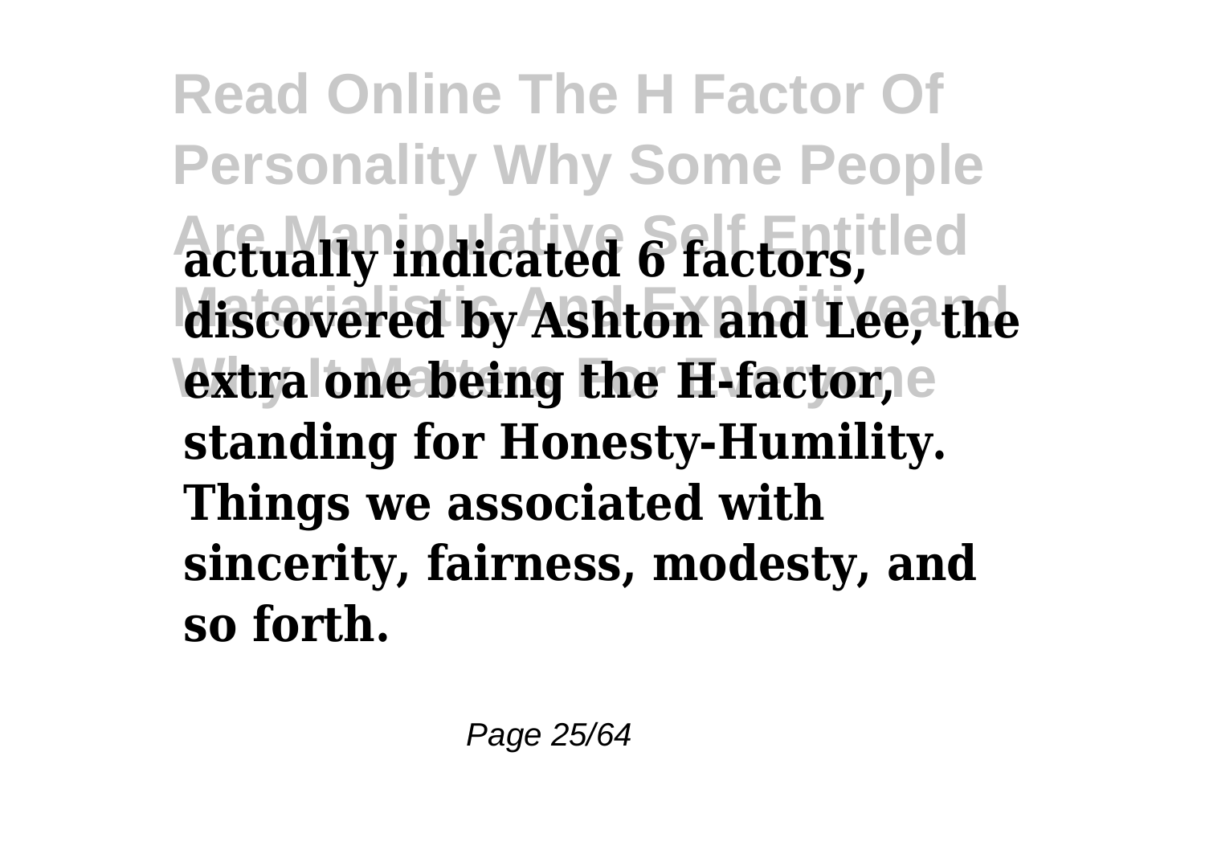**actually indicated 6 factors, discovered by Ashton and Lee, the extra one being the H-factor, standing for Honesty-Humility. Things we associated with sincerity, fairness, modesty, and so forth.**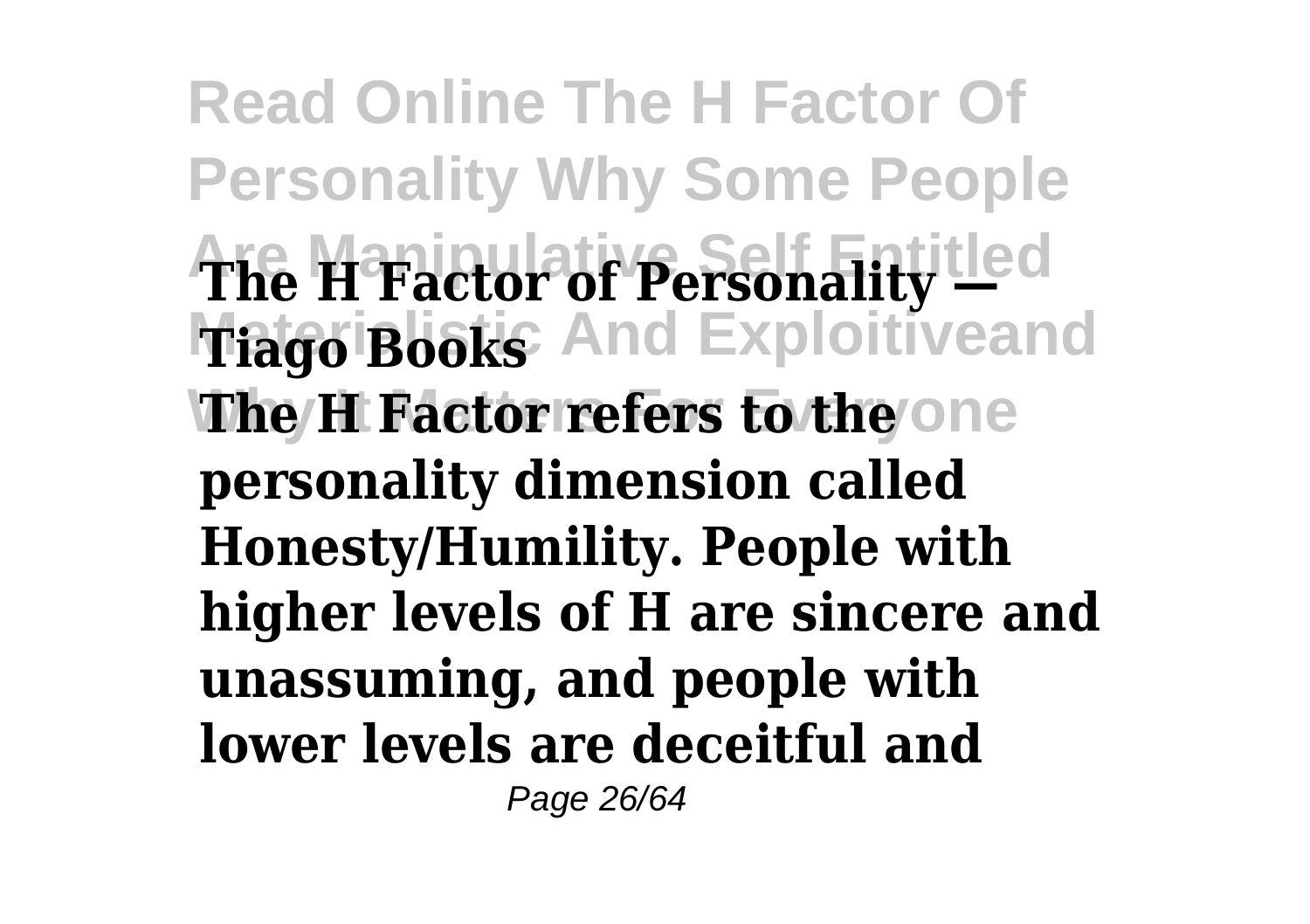**The H Factor of Personality — Tiago Books**

**The H Factor refers to the personality dimension called Honesty/Humility. People with higher levels of H are sincere and unassuming, and people with lower levels are deceitful and**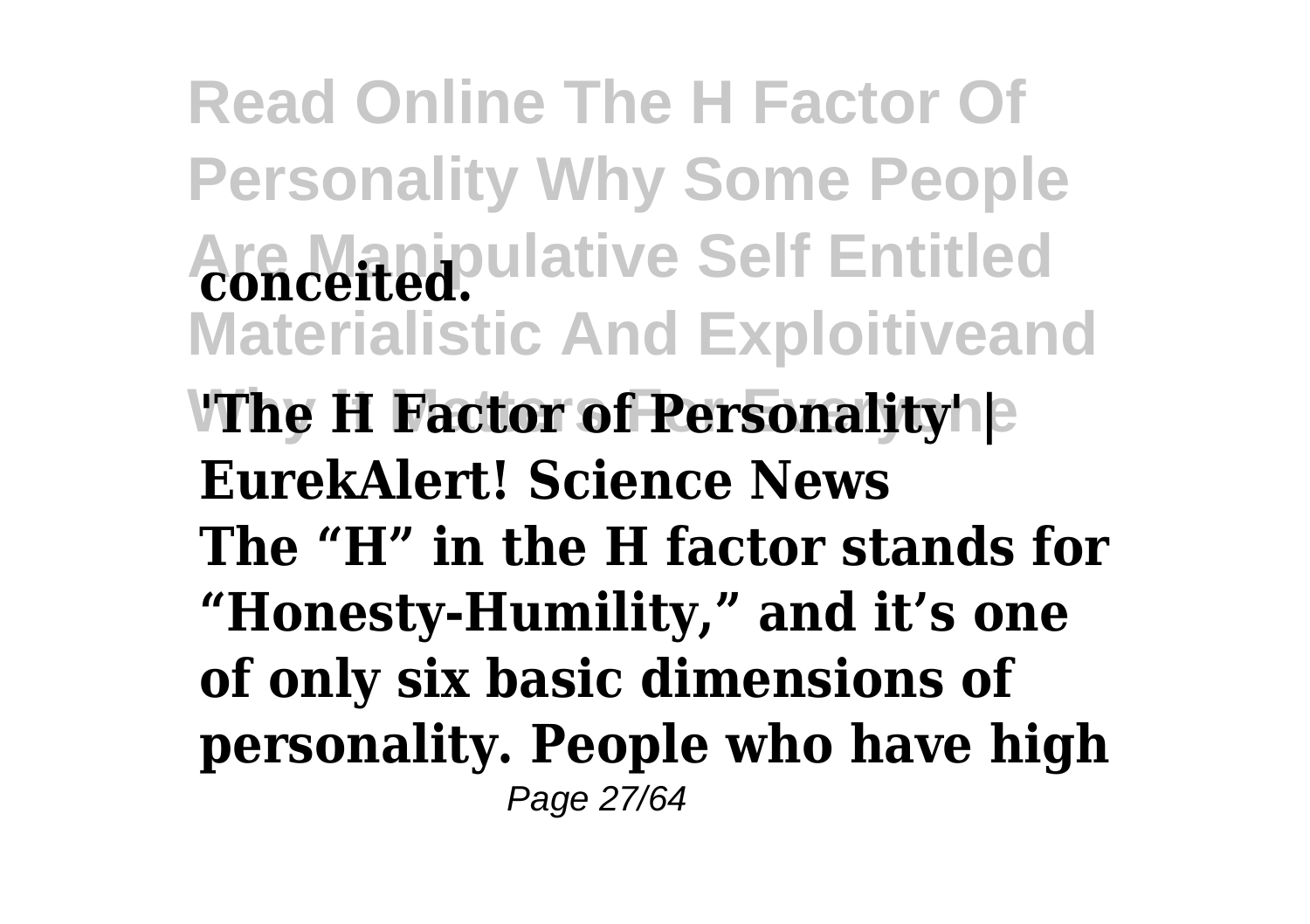**conceited.**

**'The H Factor of Personality' | EurekAlert! Science News**

**The "H" in the H factor stands for "Honesty-Humility," and it's one of only six basic dimensions of personality. People who have high**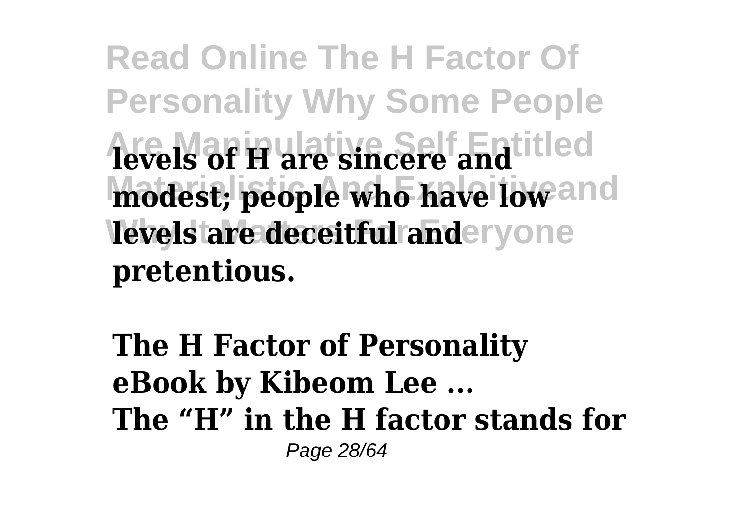**levels of H are sincere and modest; people who have low levels are deceitful and pretentious.**

**The H Factor of Personality eBook by Kibeom Lee ...**
**The "H" in the H factor stands for**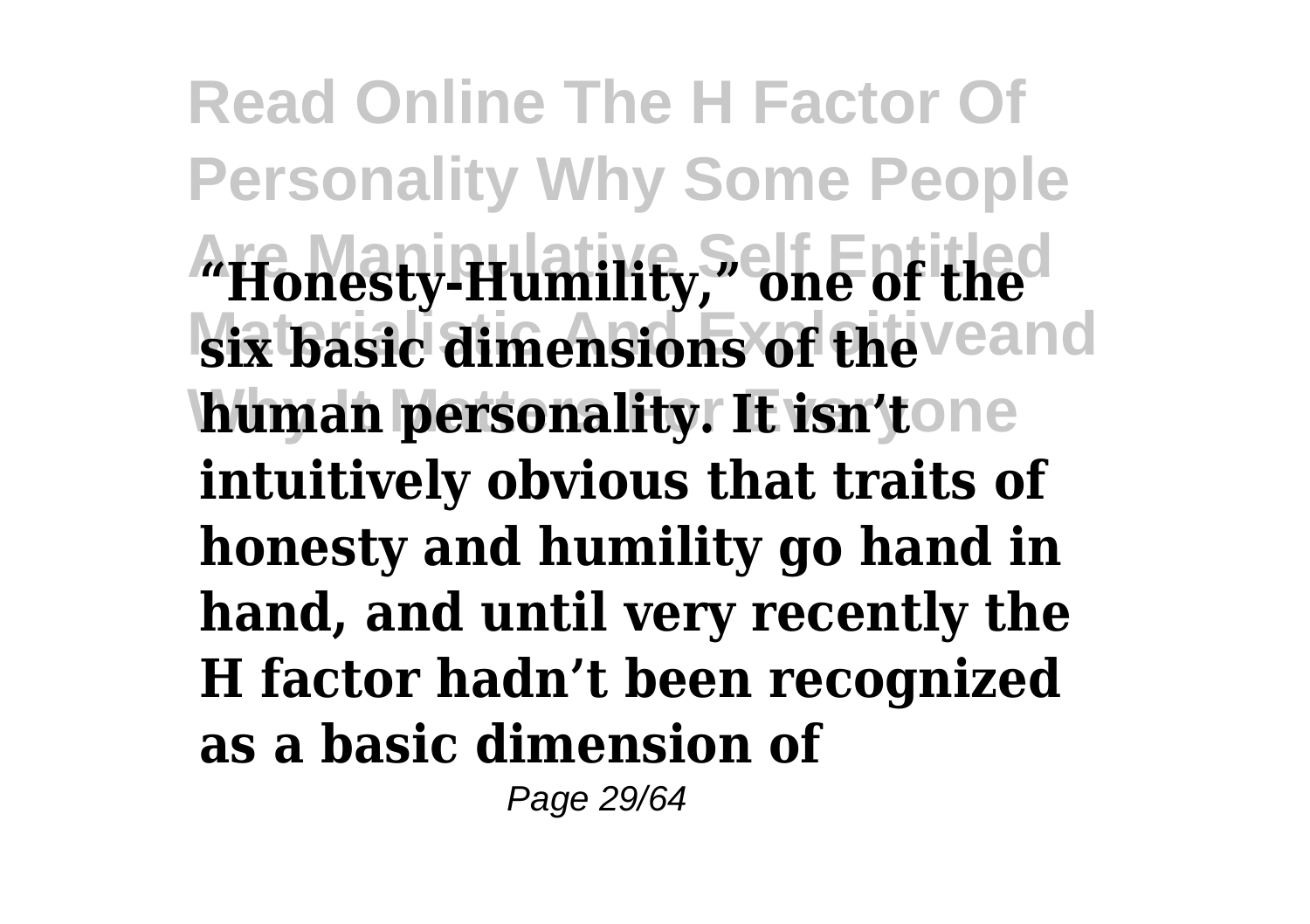**"Honesty-Humility," one of the six basic dimensions of the human personality. It isn't intuitively obvious that traits of honesty and humility go hand in hand, and until very recently the H factor hadn't been recognized as a basic dimension of**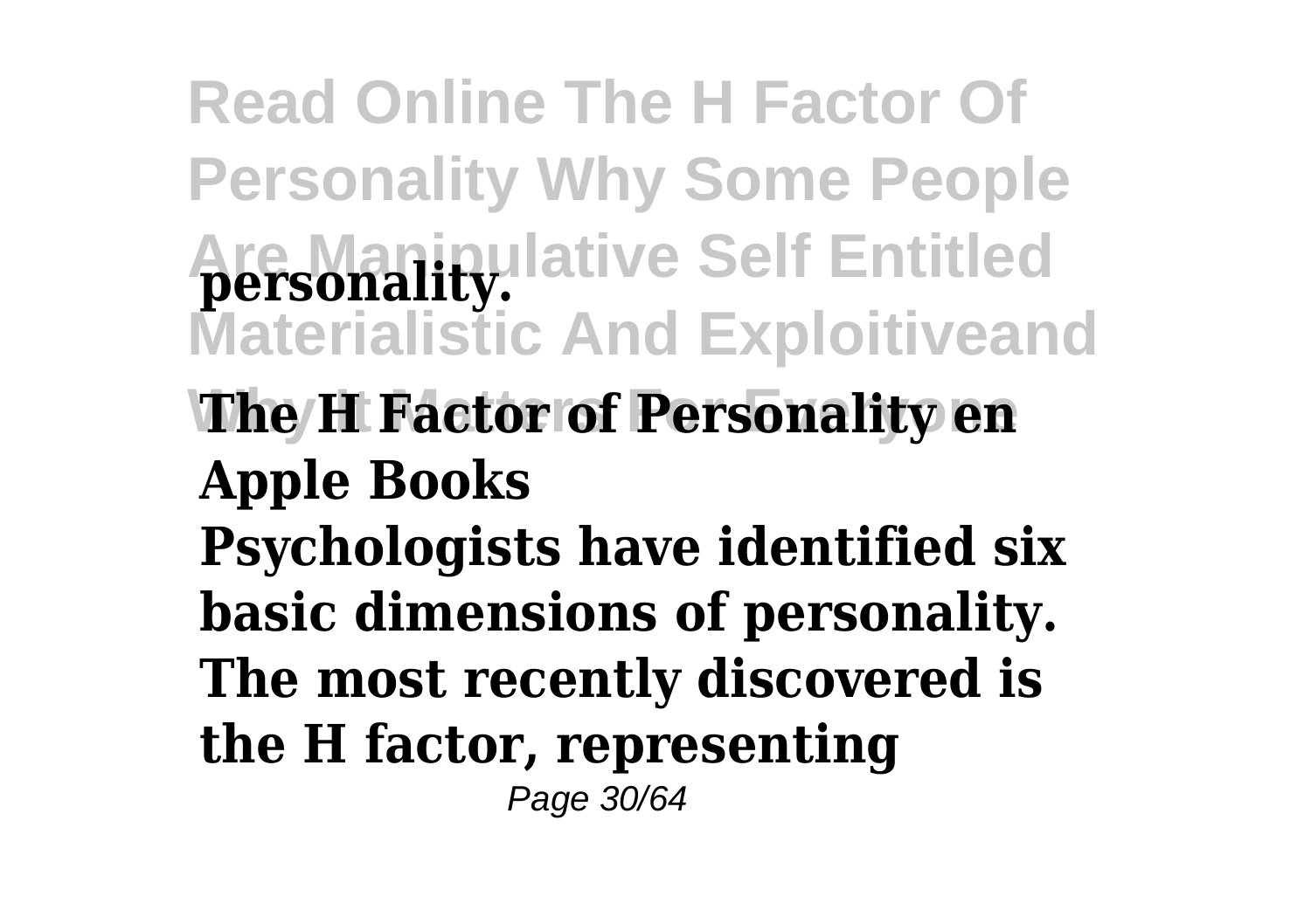**personality.**

**The H Factor of Personality en Apple Books**

**Psychologists have identified six basic dimensions of personality. The most recently discovered is the H factor, representing**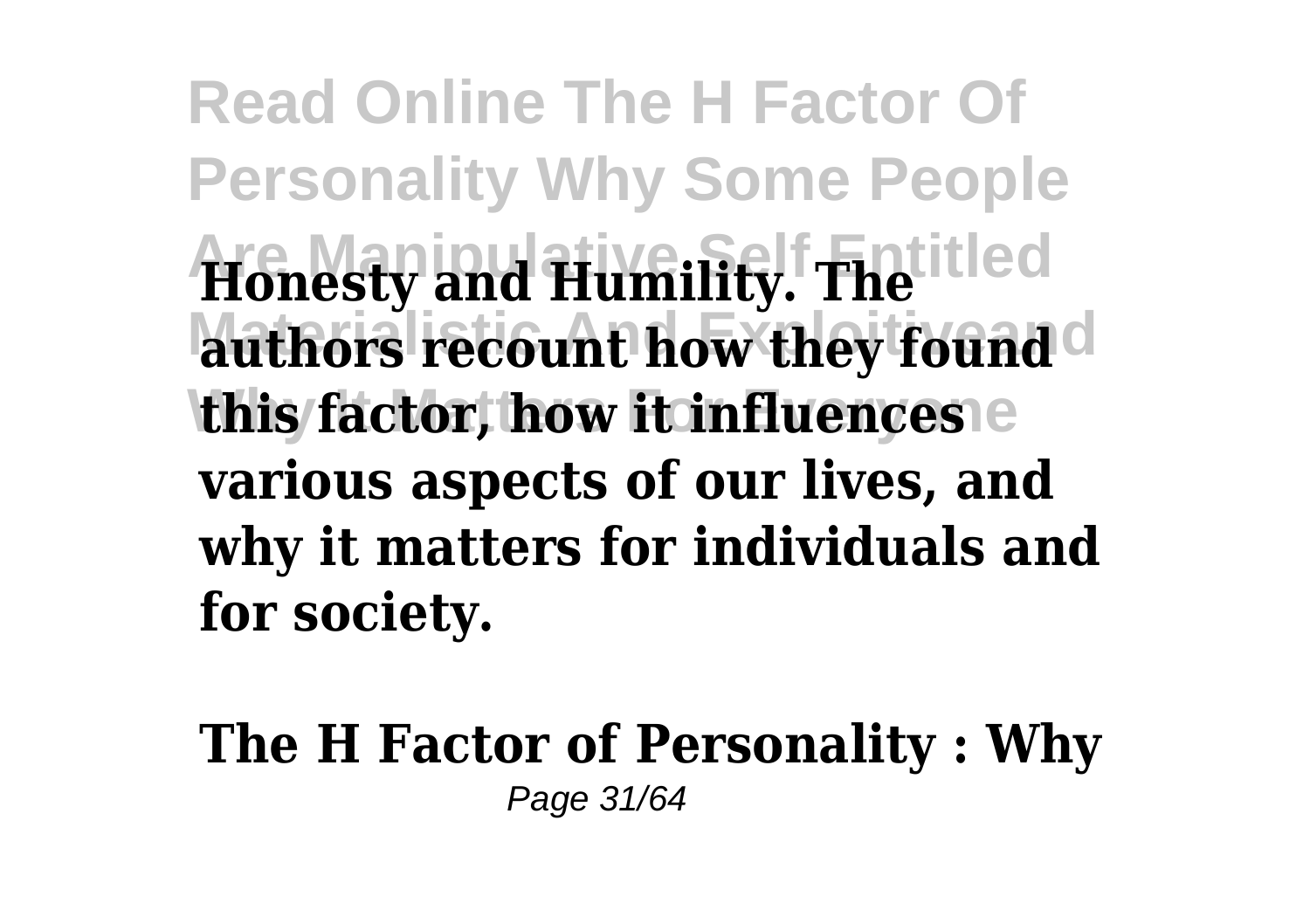**Honesty and Humility. The authors recount how they found this factor, how it influences various aspects of our lives, and why it matters for individuals and for society.**

**The H Factor of Personality : Why**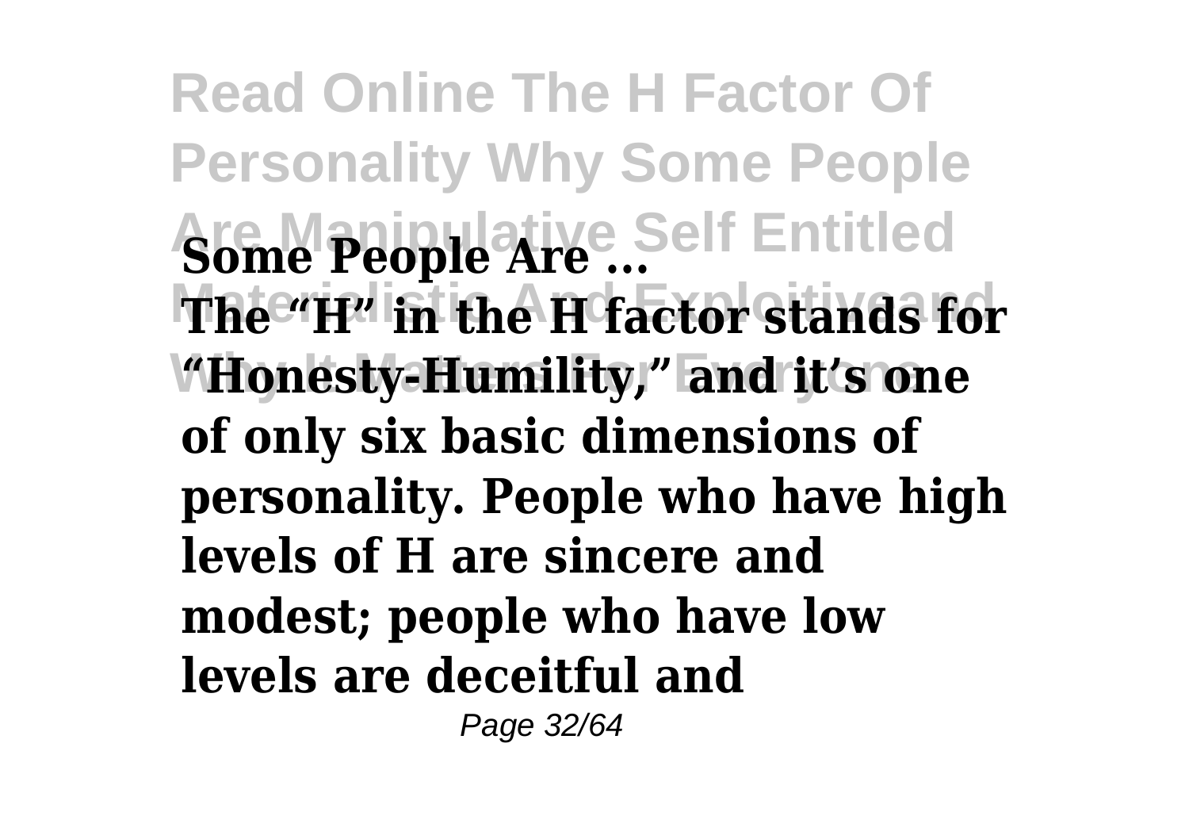**Some People Are ...**

**The "H" in the H factor stands for "Honesty-Humility," and it's one of only six basic dimensions of personality. People who have high levels of H are sincere and modest; people who have low levels are deceitful and**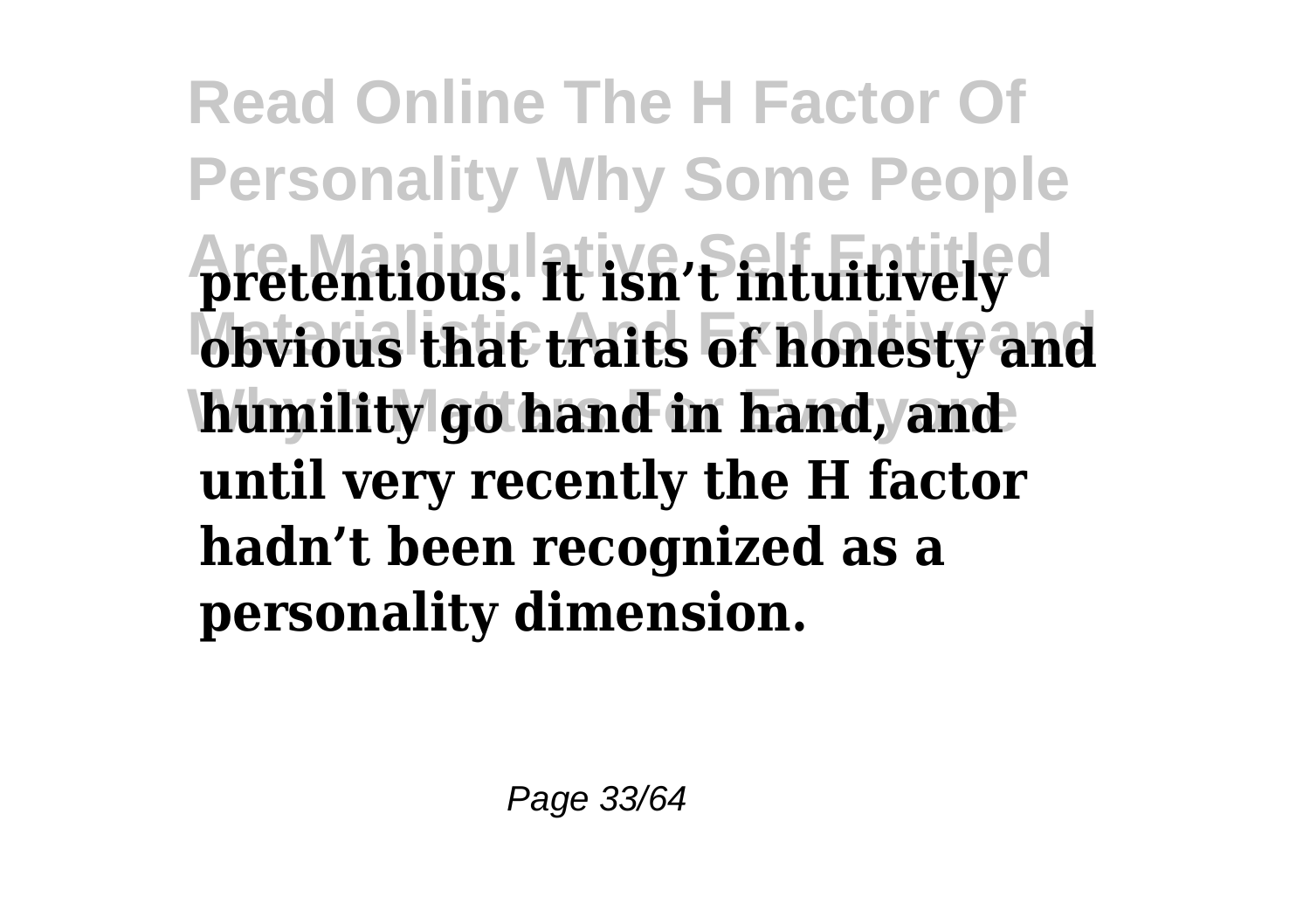**pretentious. It isn't intuitively obvious that traits of honesty and humility go hand in hand, and until very recently the H factor hadn't been recognized as a personality dimension.**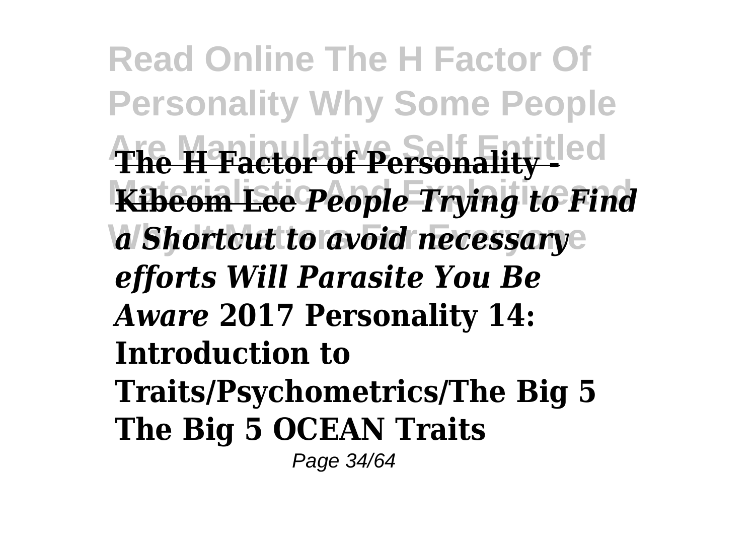**The H Factor of Personality - Kibeom Lee** *People Trying to Find a Shortcut to avoid necessary efforts Will Parasite You Be Aware* **2017 Personality 14: Introduction to Traits/Psychometrics/The Big 5 The Big 5 OCEAN Traits**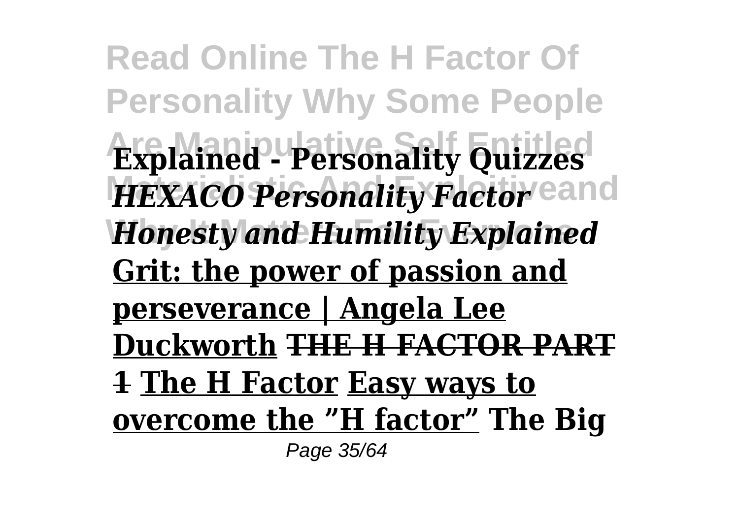**Explained - Personality Quizzes** ***HEXACO Personality Factor Honesty and Humility Explained*** **Grit: the power of passion and perseverance | Angela Lee Duckworth** ~~**THE H FACTOR PART 1**~~ **The H Factor** **Easy ways to overcome the "H factor"** **The Big**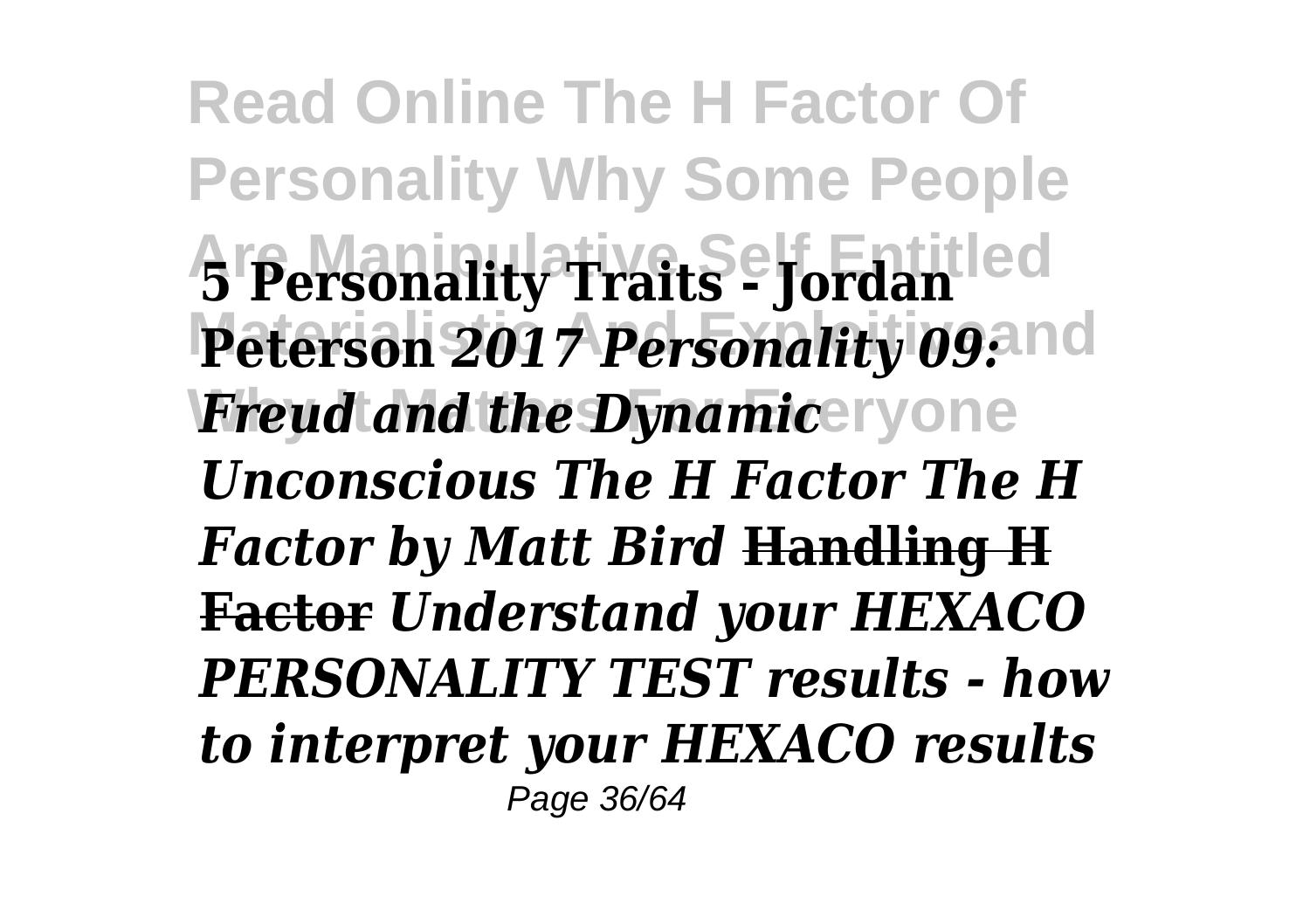**5 Personality Traits - Jordan Peterson 2017** ***Personality 09: Freud and the Dynamic Unconscious The H Factor The H Factor by Matt Bird*** **Handling H Factor** ***Understand your HEXACO PERSONALITY TEST results - how to interpret your HEXACO results***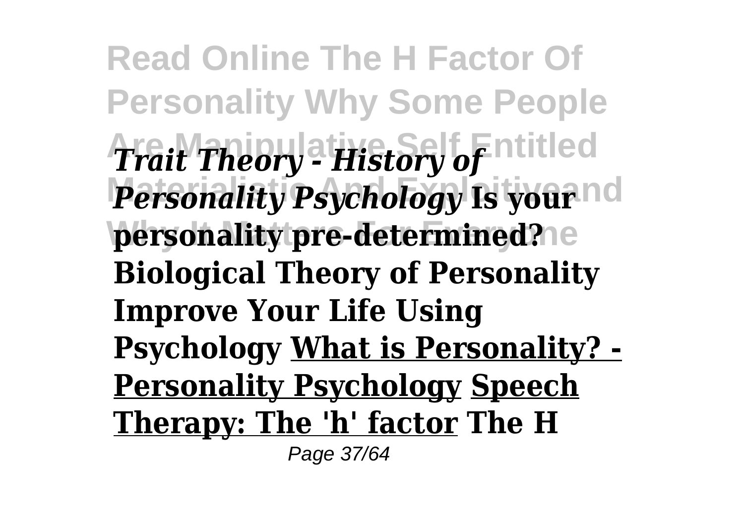***Trait Theory - History of Personality Psychology*** **Is your personality pre-determined? Biological Theory of Personality Improve Your Life Using Psychology** **<u>What is Personality? - Personality Psychology</u>** **<u>Speech Therapy: The 'h' factor</u>** **The H**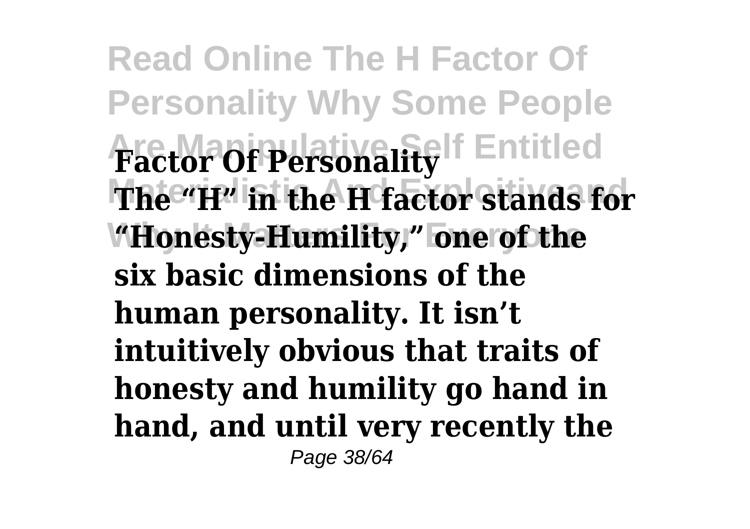**Factor Of Personality**

**The "H" in the H factor stands for "Honesty-Humility," one of the six basic dimensions of the human personality. It isn't intuitively obvious that traits of honesty and humility go hand in hand, and until very recently the**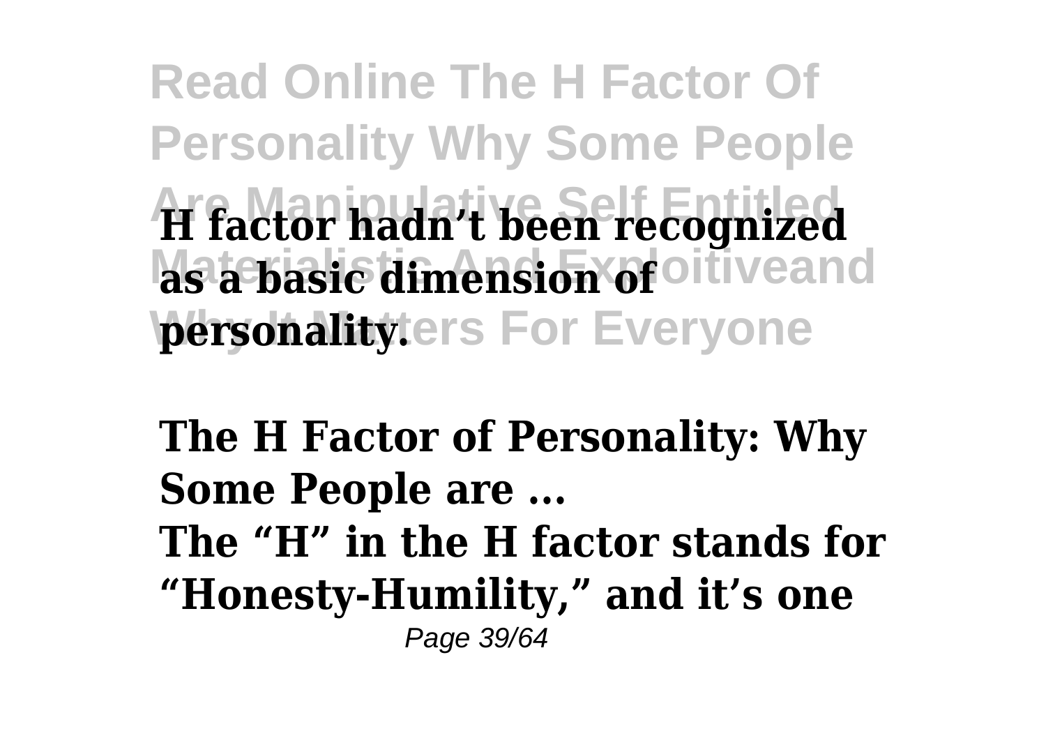**H factor hadn't been recognized as a basic dimension of personality.**

**The H Factor of Personality: Why Some People are ...**

**The "H" in the H factor stands for "Honesty-Humility," and it's one**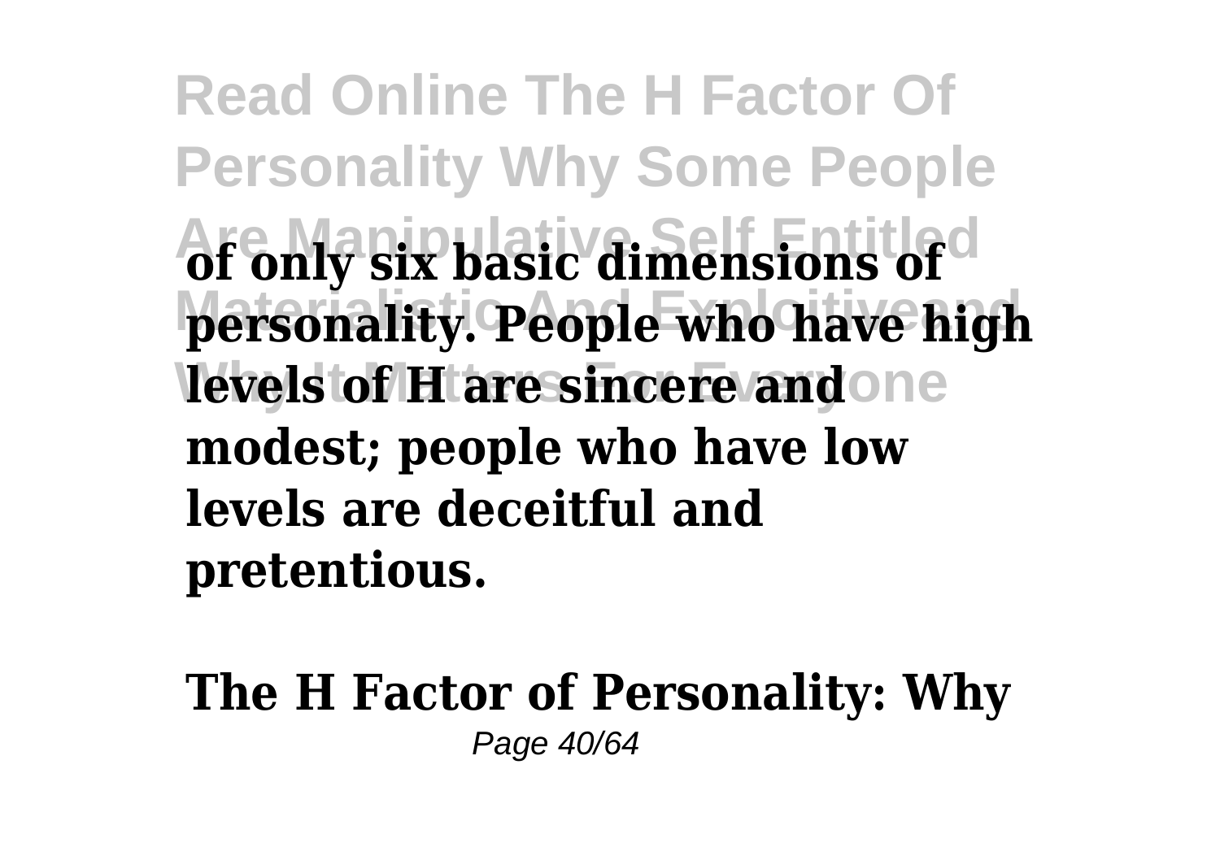**of only six basic dimensions of personality. People who have high levels of H are sincere and modest; people who have low levels are deceitful and pretentious.**

**The H Factor of Personality: Why**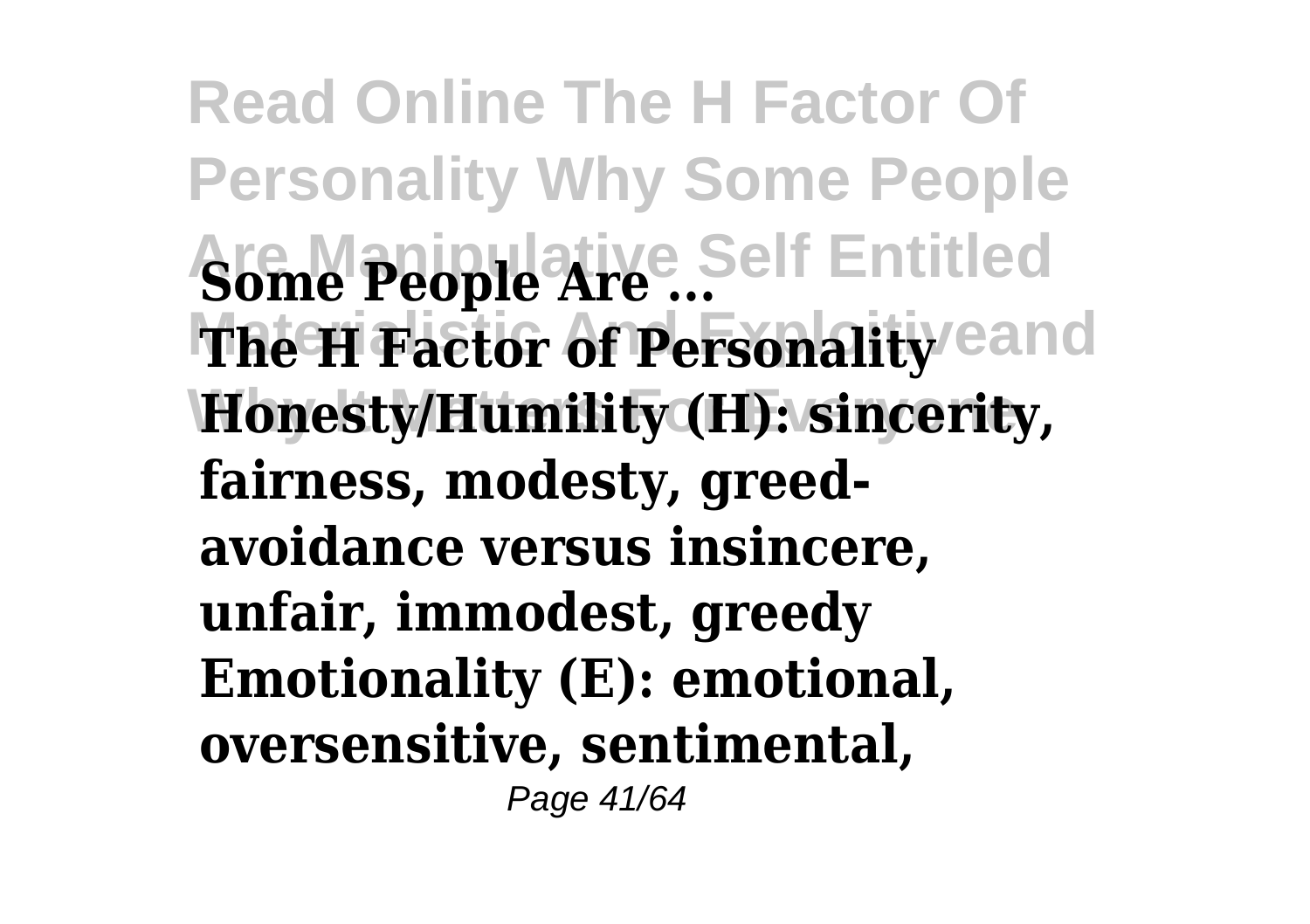**Some People Are ...**

**The H Factor of Personality**

**Honesty/Humility (H): sincerity, fairness, modesty, greed-avoidance versus insincere, unfair, immodest, greedy Emotionality (E): emotional, oversensitive, sentimental,**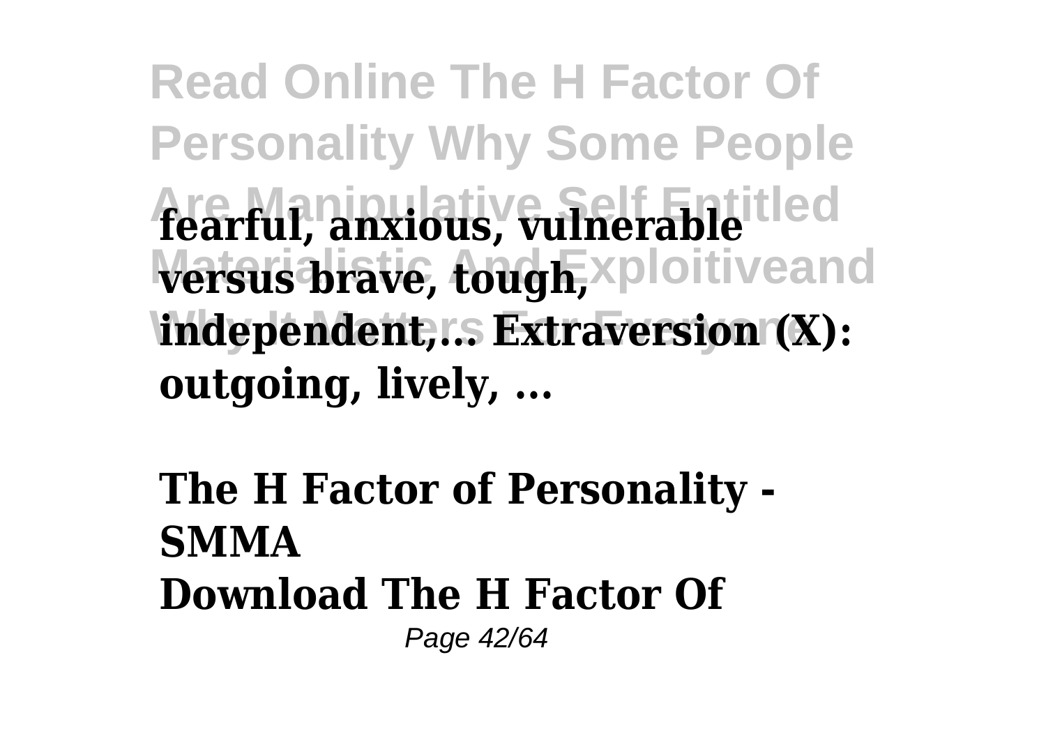**fearful, anxious, vulnerable versus brave, tough, independent,... Extraversion (X): outgoing, lively, ...**

**The H Factor of Personality - SMMA**

**Download The H Factor Of**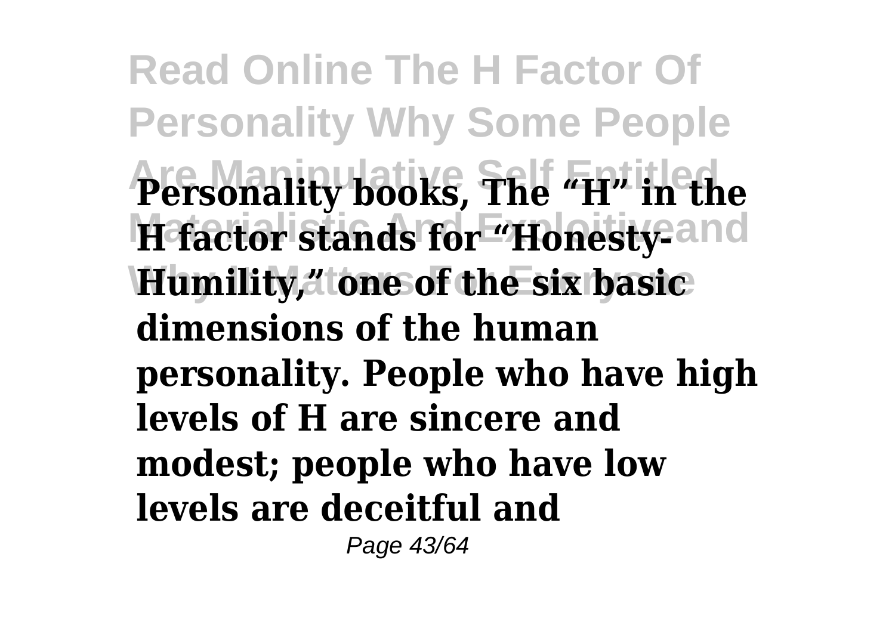**Personality books, The "H" in the H factor stands for "Honesty-Humility," one of the six basic dimensions of the human personality. People who have high levels of H are sincere and modest; people who have low levels are deceitful and**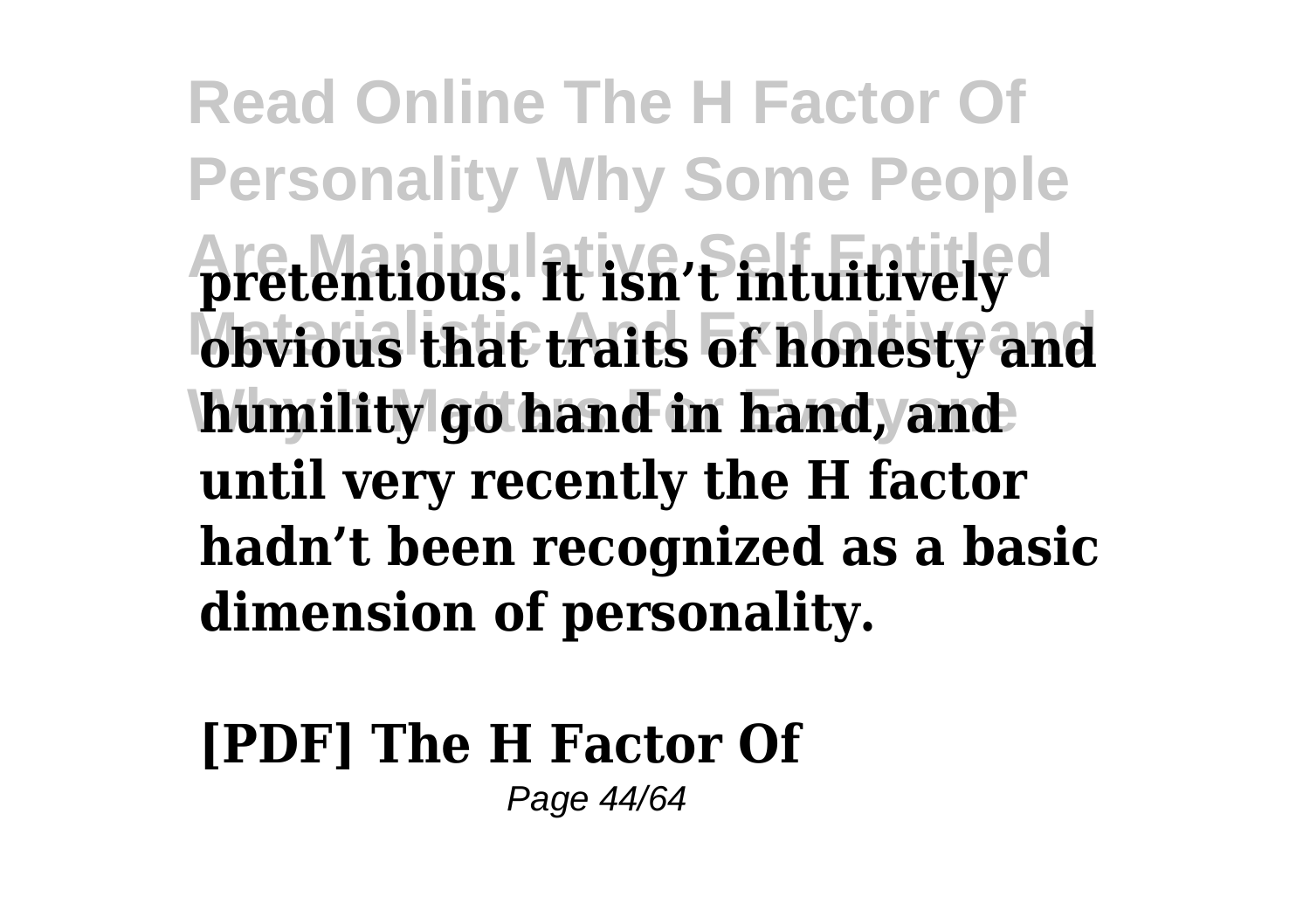**pretentious. It isn't intuitively obvious that traits of honesty and humility go hand in hand, and until very recently the H factor hadn't been recognized as a basic dimension of personality.**

**[PDF] The H Factor Of**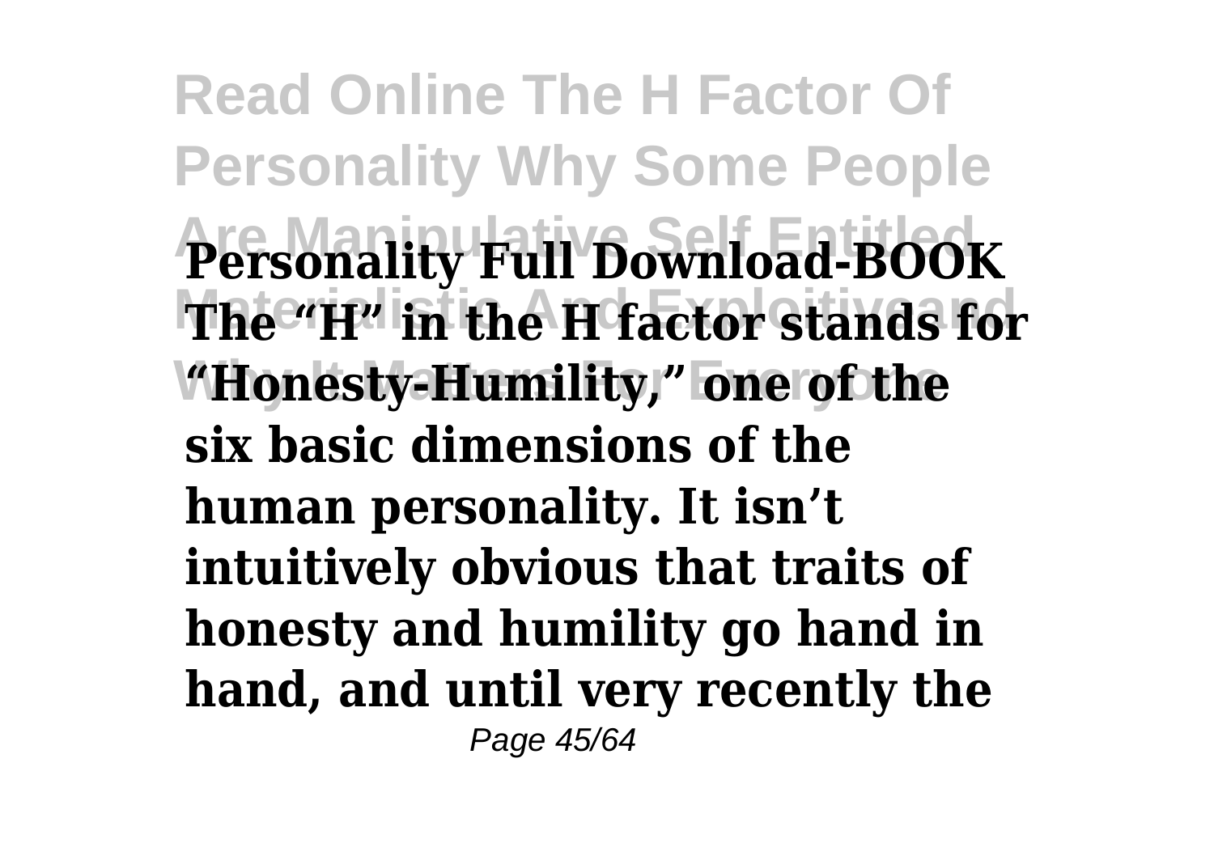**Personality Full Download-BOOK The "H" in the H factor stands for "Honesty-Humility," one of the six basic dimensions of the human personality. It isn't intuitively obvious that traits of honesty and humility go hand in hand, and until very recently the**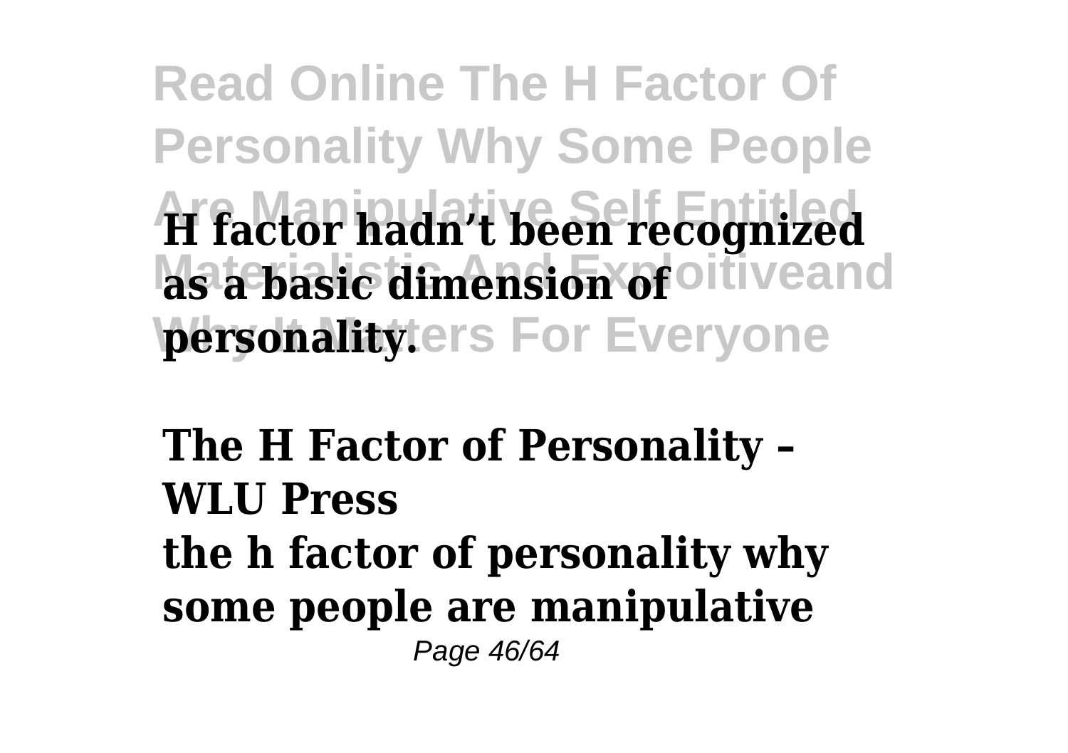**H factor hadn't been recognized as a basic dimension of personality.**

**The H Factor of Personality – WLU Press**

**the h factor of personality why some people are manipulative**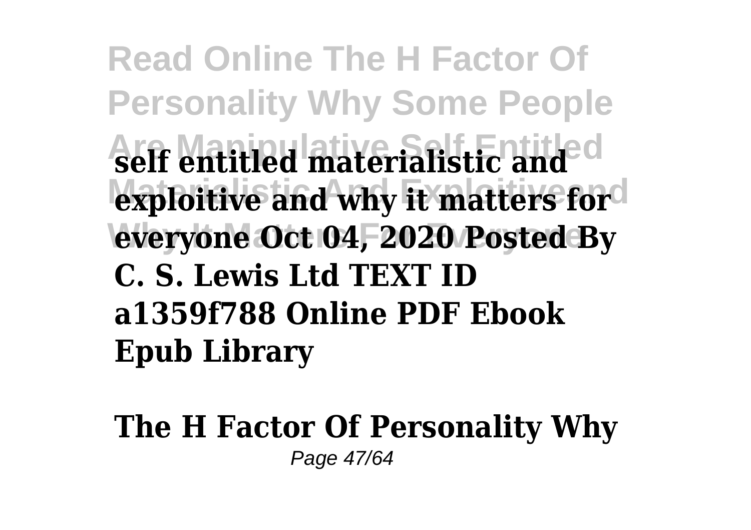**self entitled materialistic and exploitive and why it matters for everyone Oct 04, 2020 Posted By C. S. Lewis Ltd TEXT ID a1359f788 Online PDF Ebook Epub Library**

**The H Factor Of Personality Why**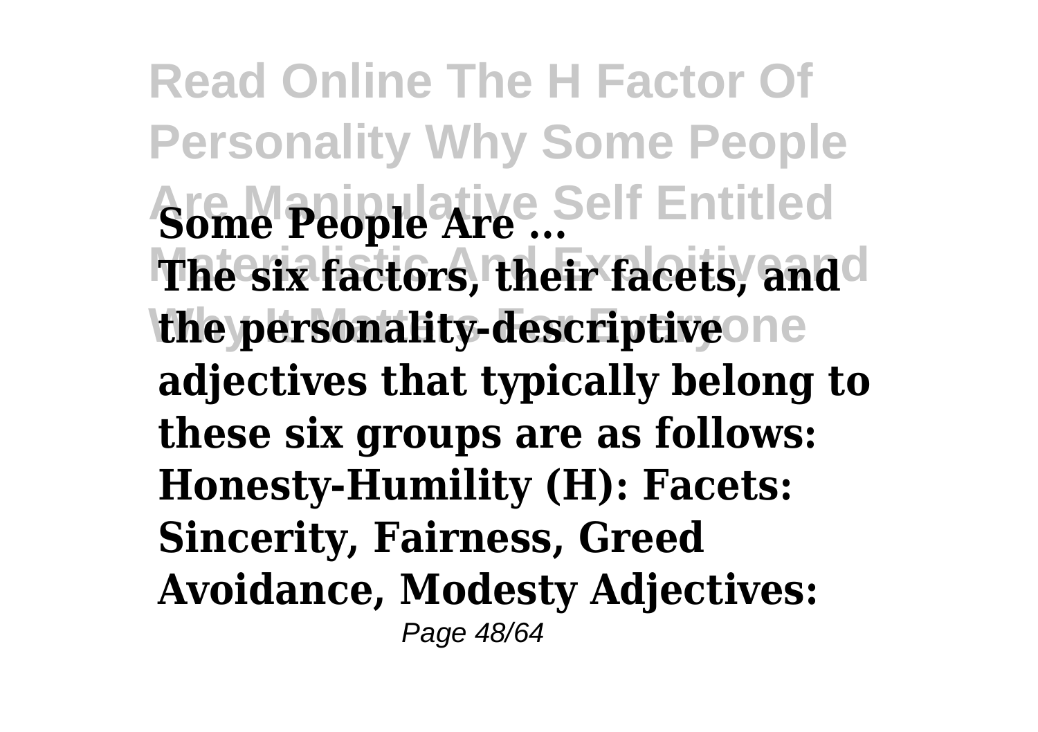**Some People Are ...**

**The six factors, their facets, and the personality-descriptive adjectives that typically belong to these six groups are as follows: Honesty-Humility (H): Facets: Sincerity, Fairness, Greed Avoidance, Modesty Adjectives:**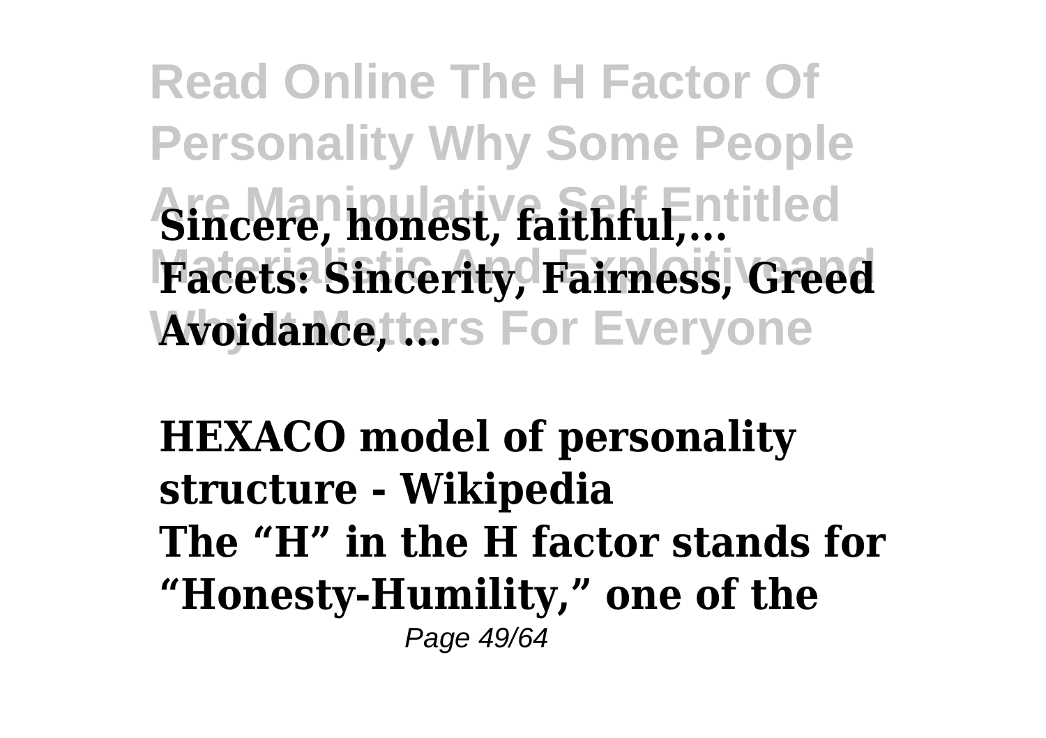**Sincere, honest, faithful,...**
**Facets: Sincerity, Fairness, Greed Avoidance, ...**

**HEXACO model of personality structure - Wikipedia**
**The “H” in the H factor stands for “Honesty-Humility,” one of the**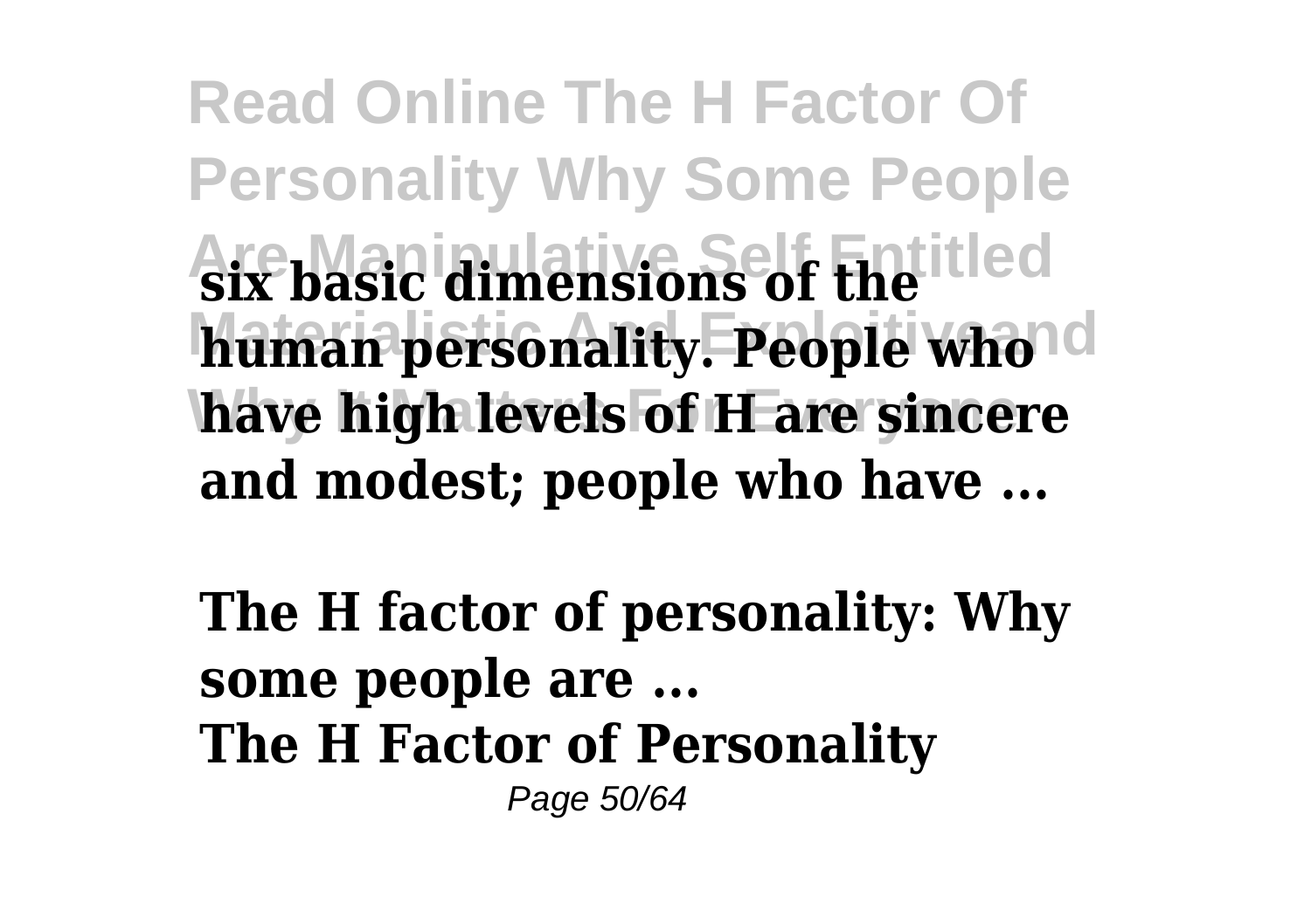**six basic dimensions of the human personality. People who have high levels of H are sincere and modest; people who have ...**

**The H factor of personality: Why some people are ...**

**The H Factor of Personality**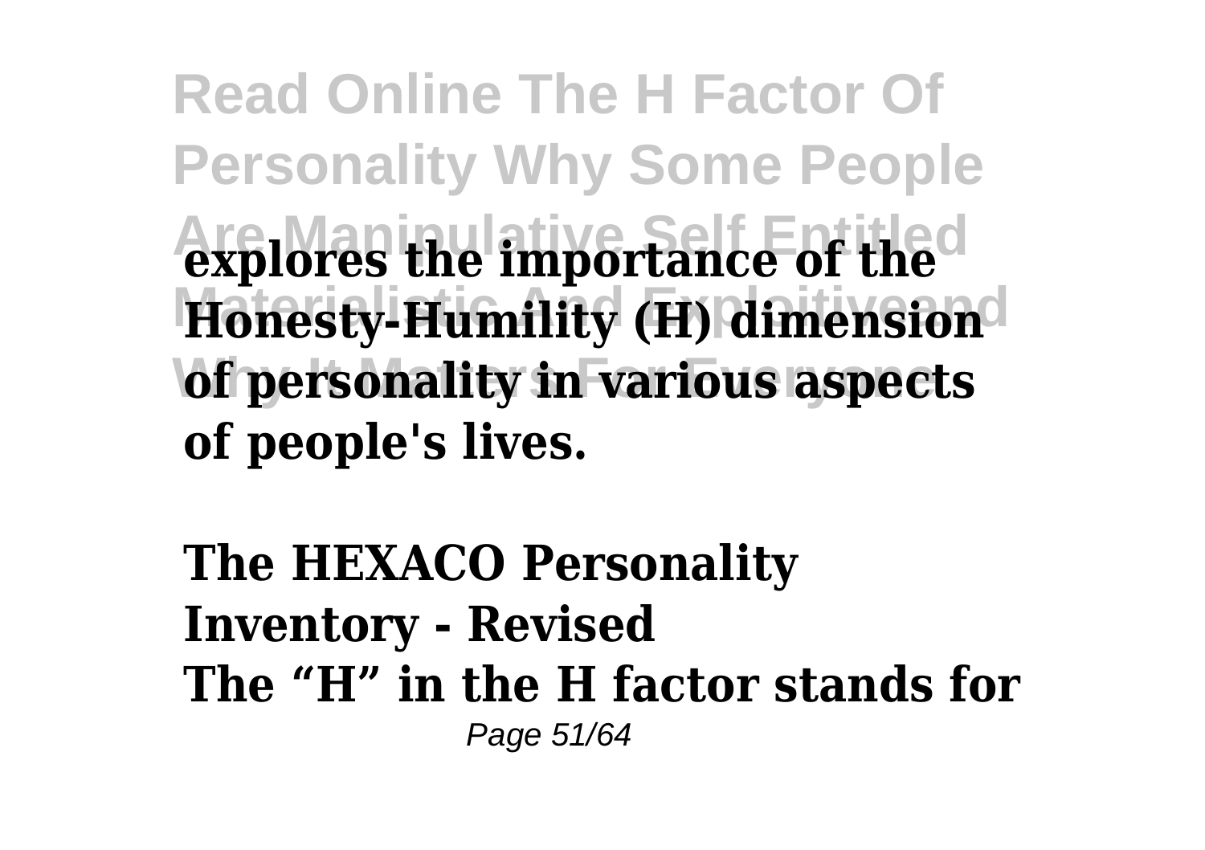**explores the importance of the Honesty-Humility (H) dimension of personality in various aspects of people's lives.**

**The HEXACO Personality Inventory - Revised**

**The "H" in the H factor stands for**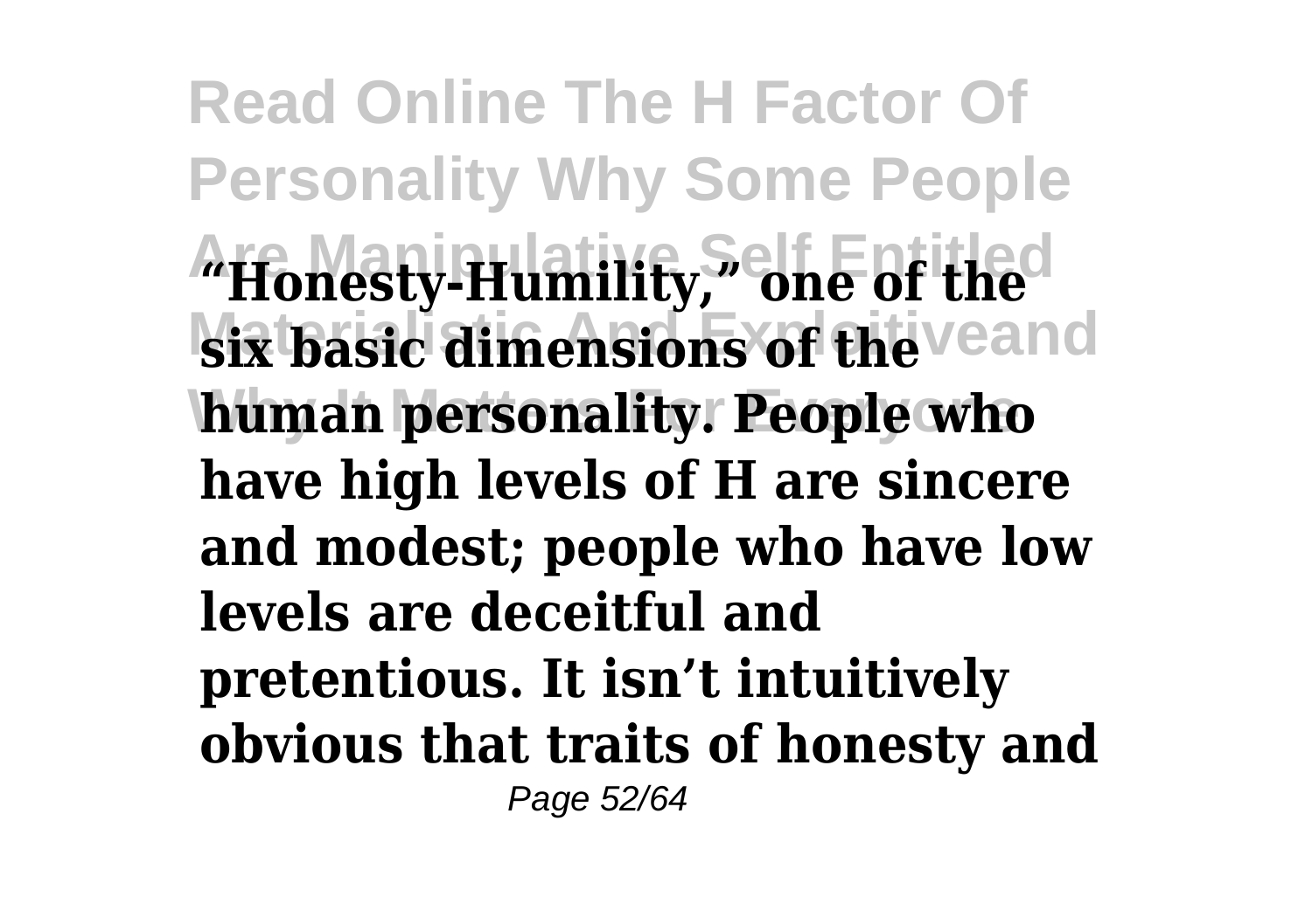**"Honesty-Humility," one of the six basic dimensions of the human personality. People who have high levels of H are sincere and modest; people who have low levels are deceitful and pretentious. It isn't intuitively obvious that traits of honesty and**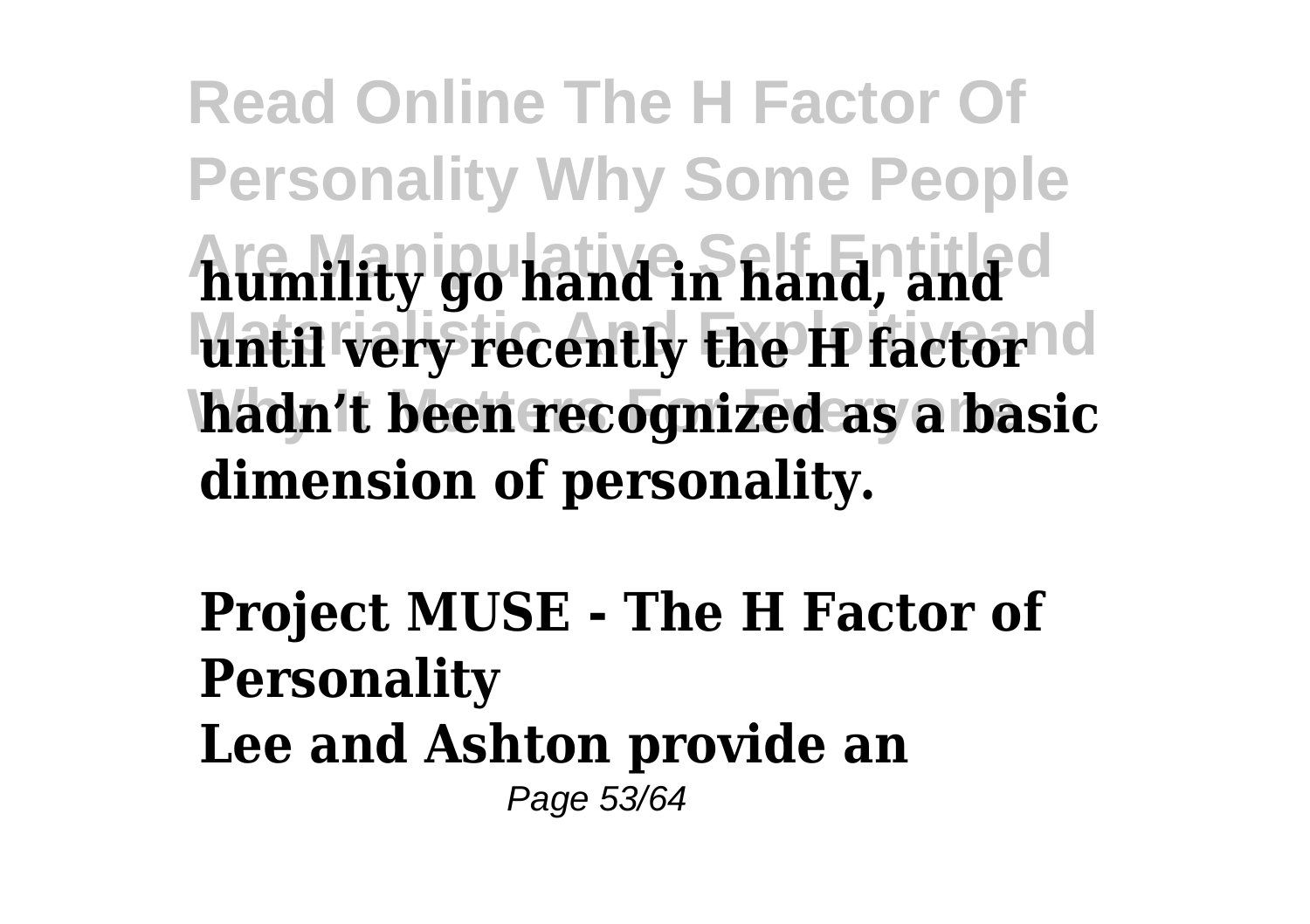**humility go hand in hand, and until very recently the H factor hadn't been recognized as a basic dimension of personality.**

**Project MUSE - The H Factor of Personality**

**Lee and Ashton provide an**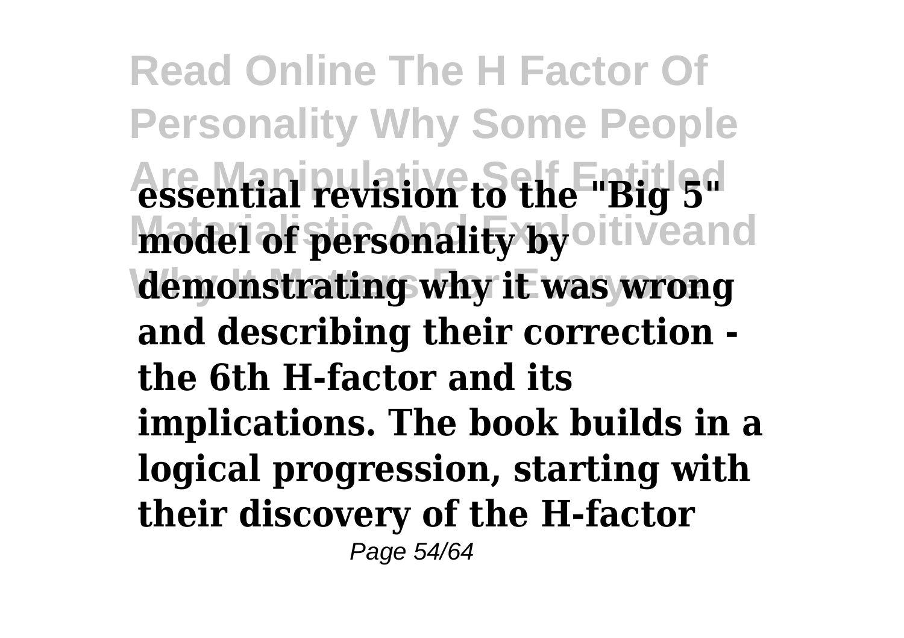**essential revision to the "Big 5" model of personality by demonstrating why it was wrong and describing their correction - the 6th H-factor and its implications. The book builds in a logical progression, starting with their discovery of the H-factor**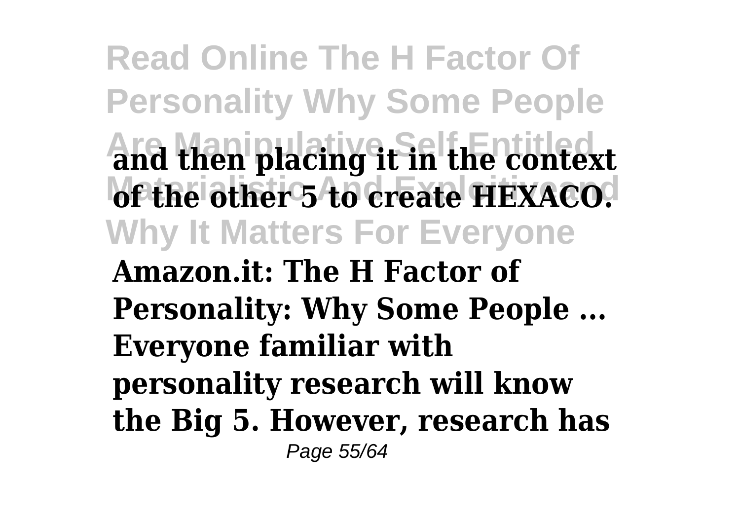**and then placing it in the context of the other 5 to create HEXACO.**

**Amazon.it: The H Factor of Personality: Why Some People ...**

**Everyone familiar with personality research will know the Big 5. However, research has**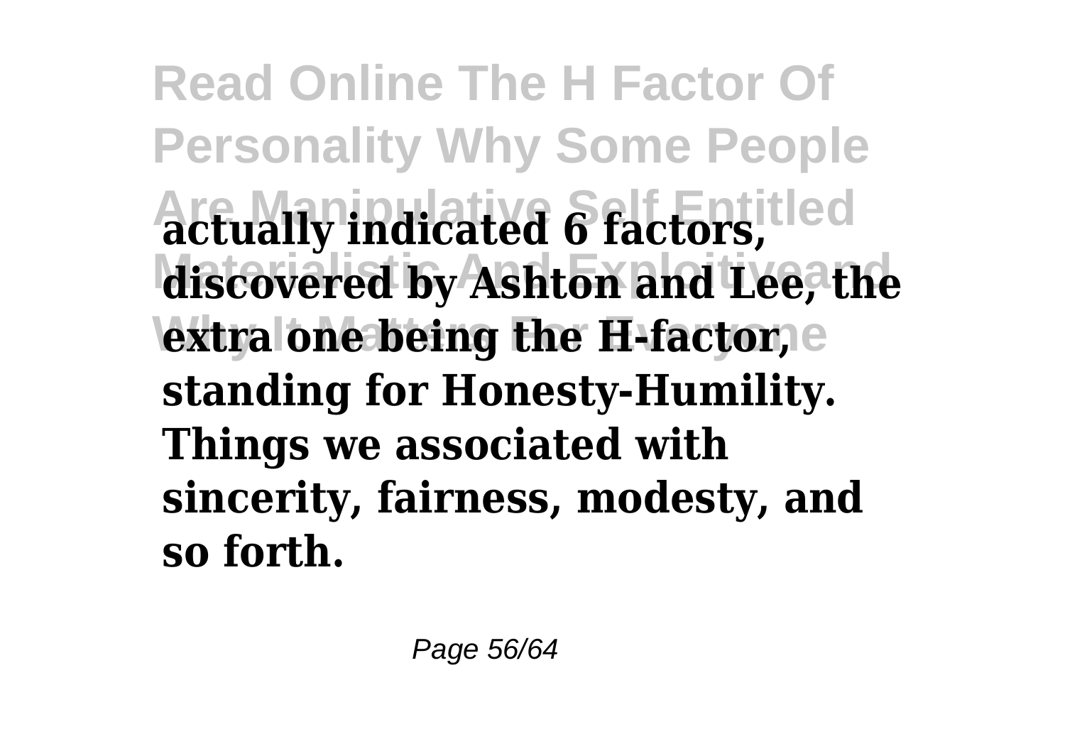**actually indicated 6 factors, discovered by Ashton and Lee, the extra one being the H-factor, standing for Honesty-Humility. Things we associated with sincerity, fairness, modesty, and so forth.**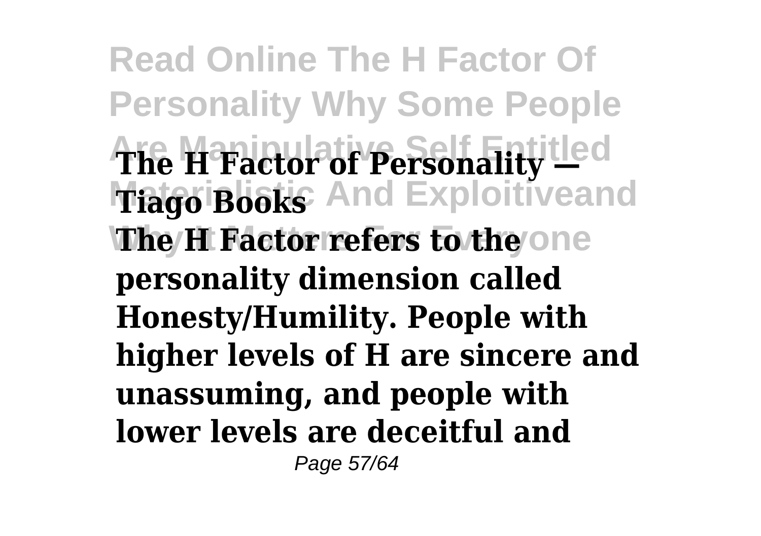**The H Factor of Personality — Tiago Books**

**The H Factor refers to the one personality dimension called Honesty/Humility. People with higher levels of H are sincere and unassuming, and people with lower levels are deceitful and**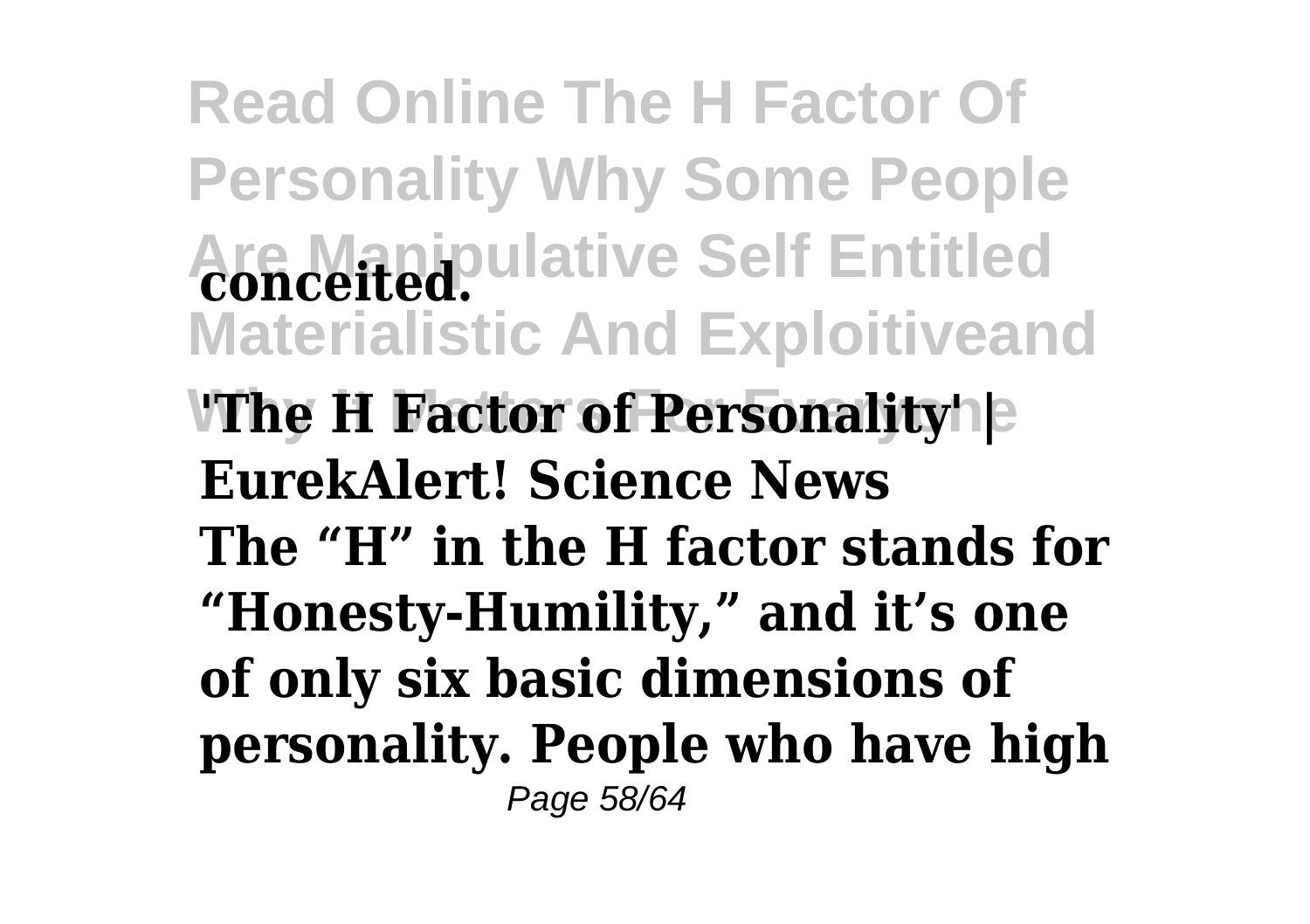**conceited.**

**'The H Factor of Personality' | EurekAlert! Science News**

**The “H” in the H factor stands for “Honesty-Humility,” and it’s one of only six basic dimensions of personality. People who have high**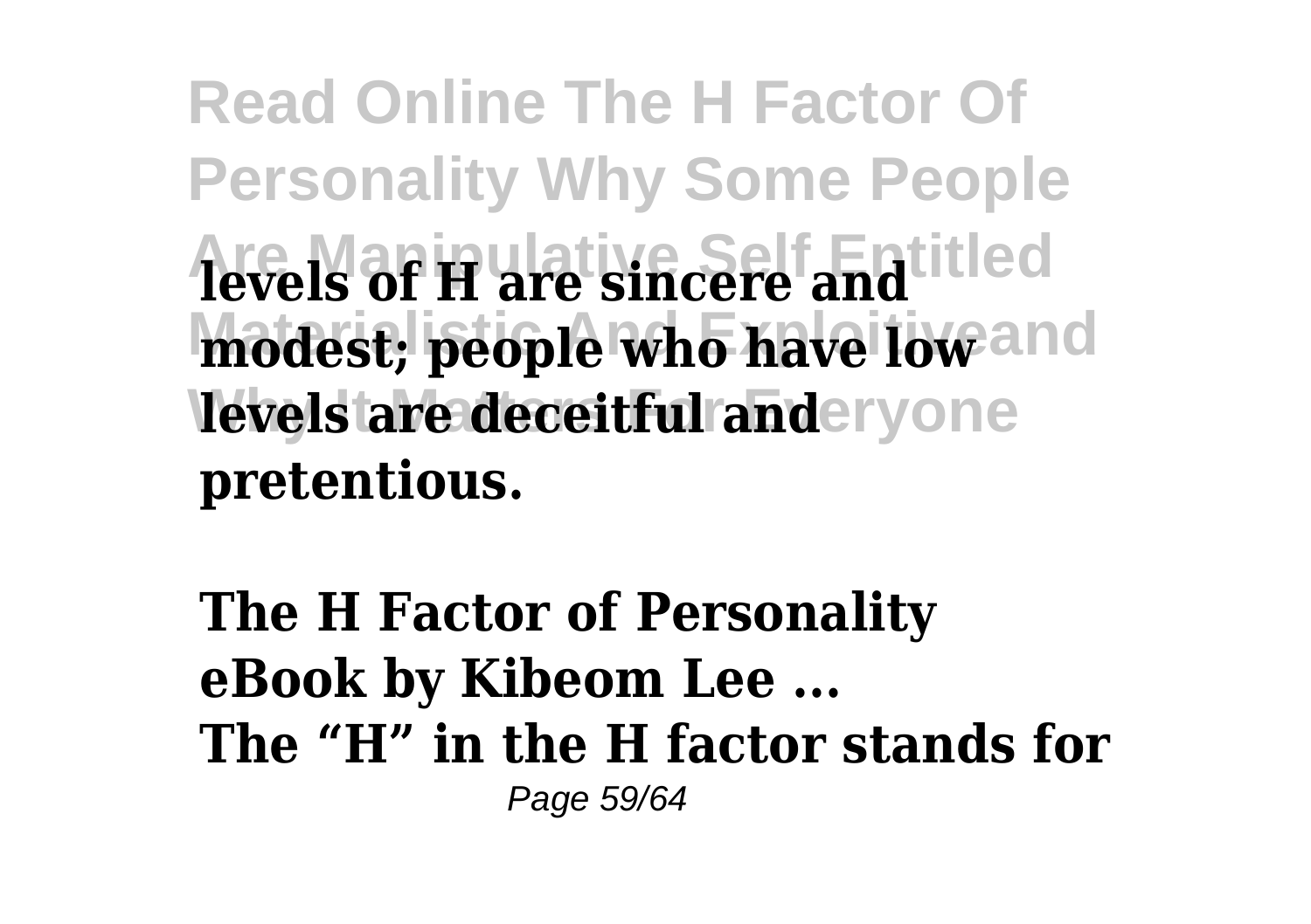**levels of H are sincere and modest; people who have low levels are deceitful and pretentious.**

**The H Factor of Personality eBook by Kibeom Lee ...**
**The "H" in the H factor stands for**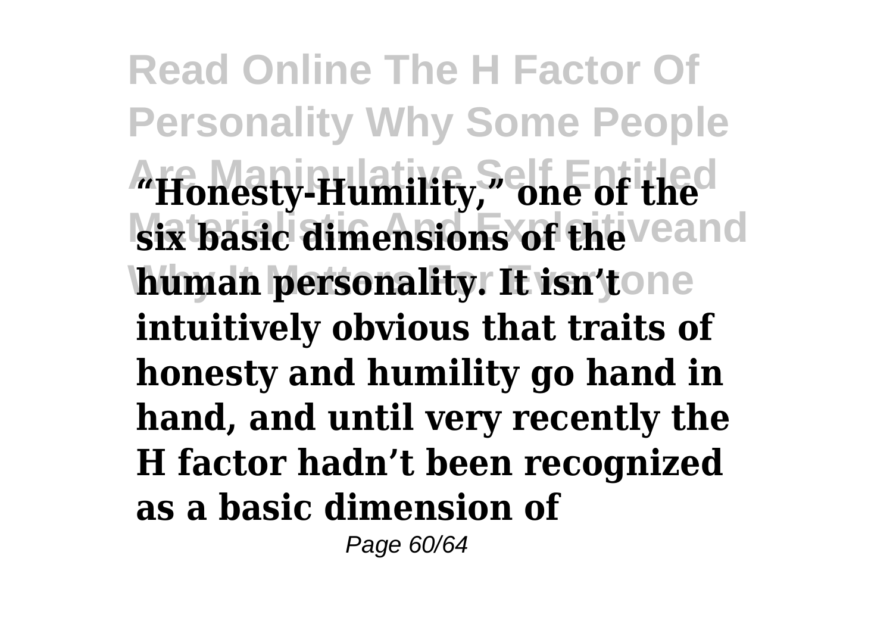**"Honesty-Humility," one of the six basic dimensions of the human personality. It isn't intuitively obvious that traits of honesty and humility go hand in hand, and until very recently the H factor hadn't been recognized as a basic dimension of**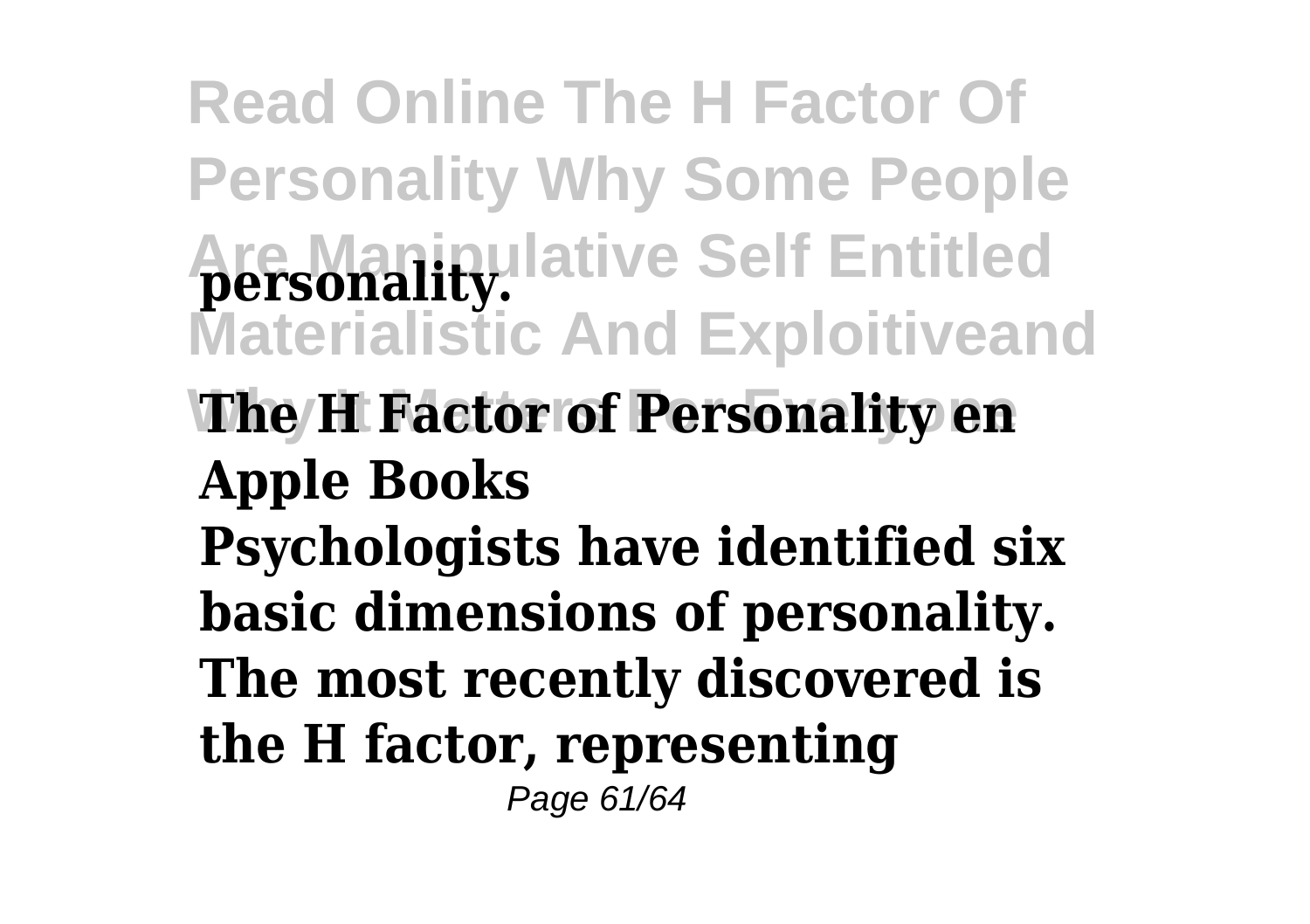**personality.**

**The H Factor of Personality en Apple Books**

**Psychologists have identified six basic dimensions of personality. The most recently discovered is the H factor, representing**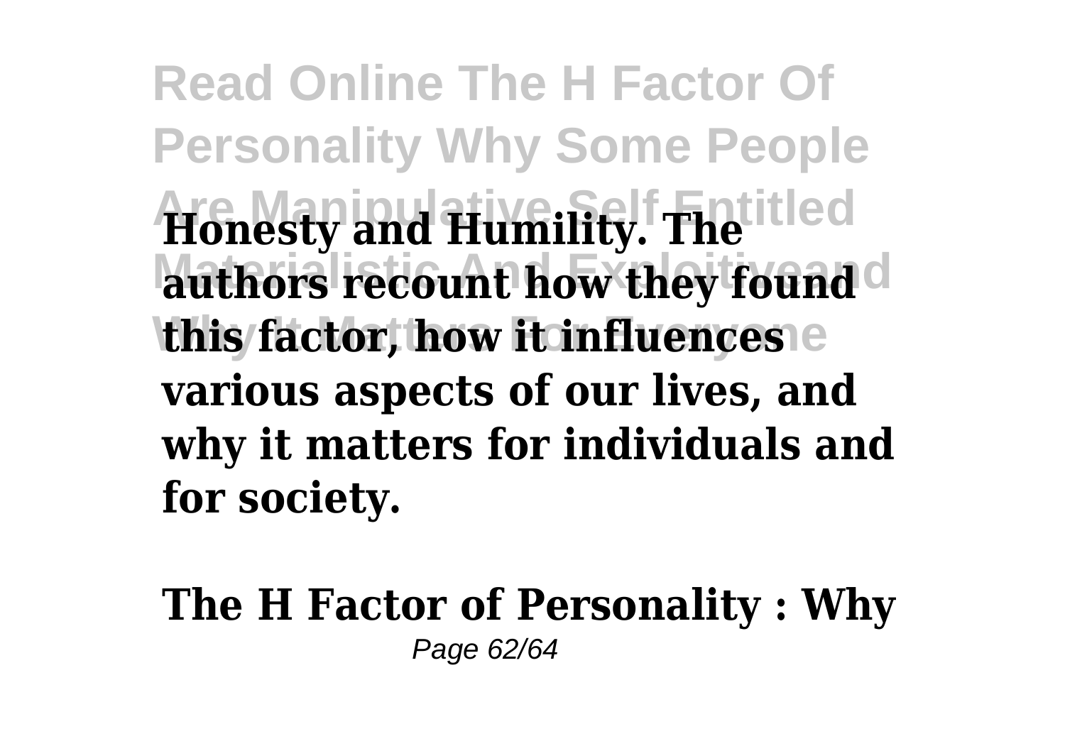**Honesty and Humility. The authors recount how they found this factor, how it influences various aspects of our lives, and why it matters for individuals and for society.**

**The H Factor of Personality : Why**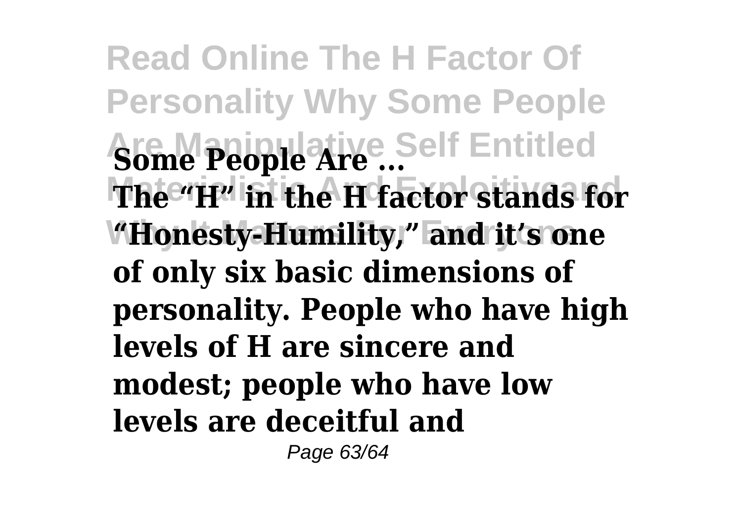**Some People Are ...**

**The "H" in the H factor stands for "Honesty-Humility," and it's one of only six basic dimensions of personality. People who have high levels of H are sincere and modest; people who have low levels are deceitful and**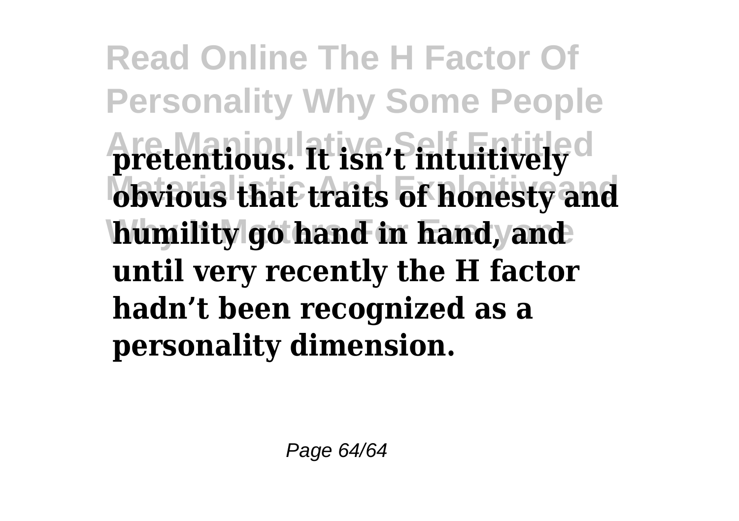**pretentious. It isn't intuitively obvious that traits of honesty and humility go hand in hand, and until very recently the H factor hadn't been recognized as a personality dimension.**